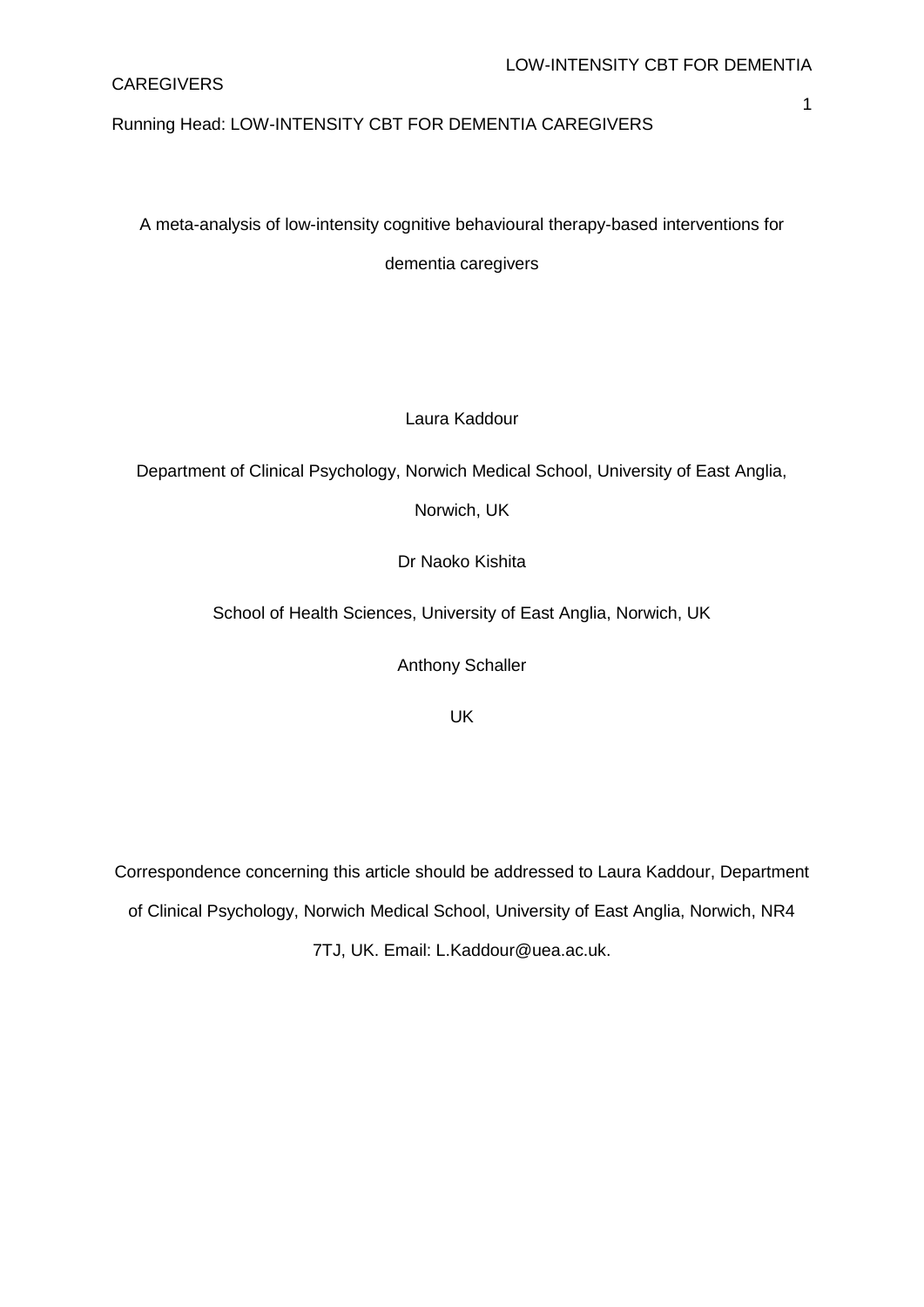Running Head: LOW-INTENSITY CBT FOR DEMENTIA CAREGIVERS

# A meta-analysis of low-intensity cognitive behavioural therapy-based interventions for dementia caregivers

Laura Kaddour

Department of Clinical Psychology, Norwich Medical School, University of East Anglia, Norwich, UK

Dr Naoko Kishita

School of Health Sciences, University of East Anglia, Norwich, UK

Anthony Schaller

UK

Correspondence concerning this article should be addressed to Laura Kaddour, Department of Clinical Psychology, Norwich Medical School, University of East Anglia, Norwich, NR4 7TJ, UK. Email: L.Kaddour@uea.ac.uk.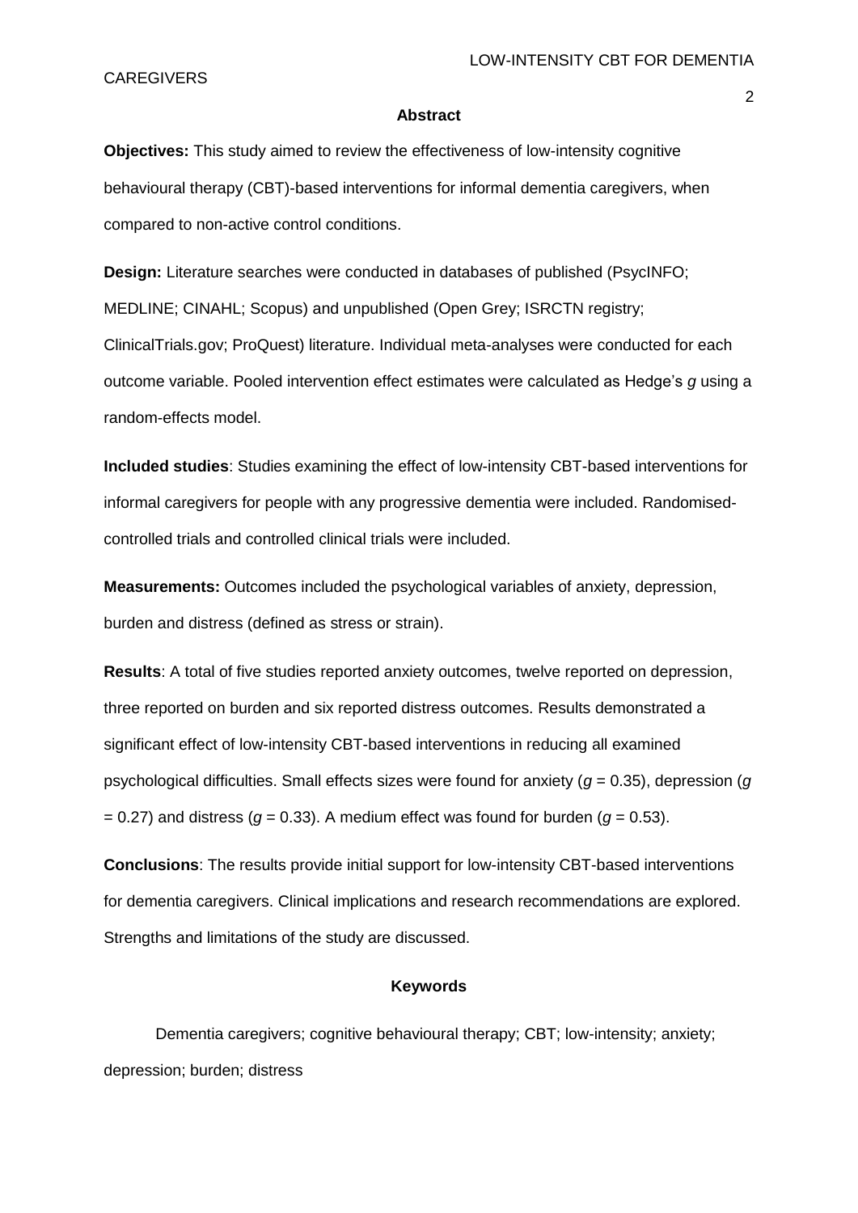## Abstract

**Objectives:** This study aimed to review the effectiveness of low-intensity cognitive behavioural therapy (CBT)-based interventions for informal dementia caregivers, when compared to non-active control conditions.

**Design:** Literature searches were conducted in databases of published (PsycINFO; MEDLINE; CINAHL; Scopus) and unpublished (Open Grey; ISRCTN registry; ClinicalTrials.gov; ProQuest) literature. Individual meta-analyses were conducted for each outcome variable. Pooled intervention effect estimates were calculated as Hedge's *g* using a random-effects model.

**Included studies**: Studies examining the effect of low-intensity CBT-based interventions for informal caregivers for people with any progressive dementia were included. Randomised-controlled trials and controlled clinical trials were included.

**Measurements:** Outcomes included the psychological variables of anxiety, depression, burden and distress (defined as stress or strain).

**Results**: A total of five studies reported anxiety outcomes, twelve reported on depression, three reported on burden and six reported distress outcomes. Results demonstrated a significant effect of low-intensity CBT-based interventions in reducing all examined psychological difficulties. Small effects sizes were found for anxiety ($g = 0.35$), depression ($g = 0.27$) and distress ($g = 0.33$). A medium effect was found for burden ($g = 0.53$).

**Conclusions**: The results provide initial support for low-intensity CBT-based interventions for dementia caregivers. Clinical implications and research recommendations are explored. Strengths and limitations of the study are discussed.

## Keywords

Dementia caregivers; cognitive behavioural therapy; CBT; low-intensity; anxiety; depression; burden; distress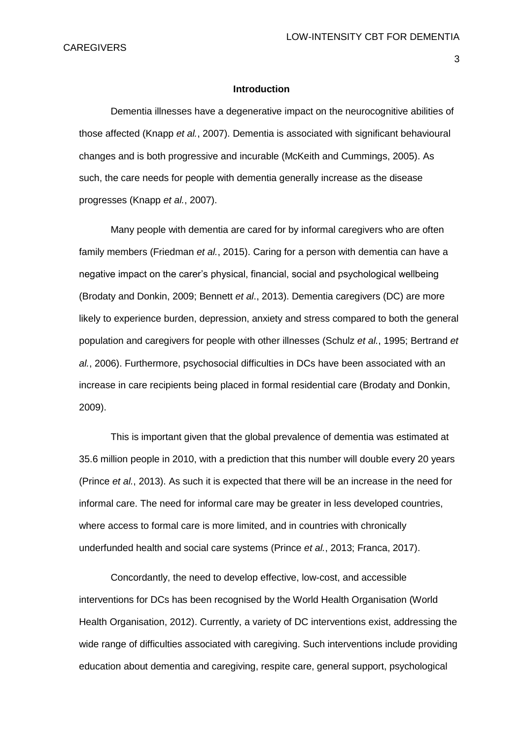**Introduction**

Dementia illnesses have a degenerative impact on the neurocognitive abilities of those affected (Knapp *et al.*, 2007). Dementia is associated with significant behavioural changes and is both progressive and incurable (McKeith and Cummings, 2005). As such, the care needs for people with dementia generally increase as the disease progresses (Knapp *et al.*, 2007).

Many people with dementia are cared for by informal caregivers who are often family members (Friedman *et al.*, 2015). Caring for a person with dementia can have a negative impact on the carer's physical, financial, social and psychological wellbeing (Brodaty and Donkin, 2009; Bennett *et al*., 2013). Dementia caregivers (DC) are more likely to experience burden, depression, anxiety and stress compared to both the general population and caregivers for people with other illnesses (Schulz *et al.*, 1995; Bertrand *et al.*, 2006). Furthermore, psychosocial difficulties in DCs have been associated with an increase in care recipients being placed in formal residential care (Brodaty and Donkin, 2009).

This is important given that the global prevalence of dementia was estimated at 35.6 million people in 2010, with a prediction that this number will double every 20 years (Prince *et al.*, 2013). As such it is expected that there will be an increase in the need for informal care. The need for informal care may be greater in less developed countries, where access to formal care is more limited, and in countries with chronically underfunded health and social care systems (Prince *et al.*, 2013; Franca, 2017).

Concordantly, the need to develop effective, low-cost, and accessible interventions for DCs has been recognised by the World Health Organisation (World Health Organisation, 2012). Currently, a variety of DC interventions exist, addressing the wide range of difficulties associated with caregiving. Such interventions include providing education about dementia and caregiving, respite care, general support, psychological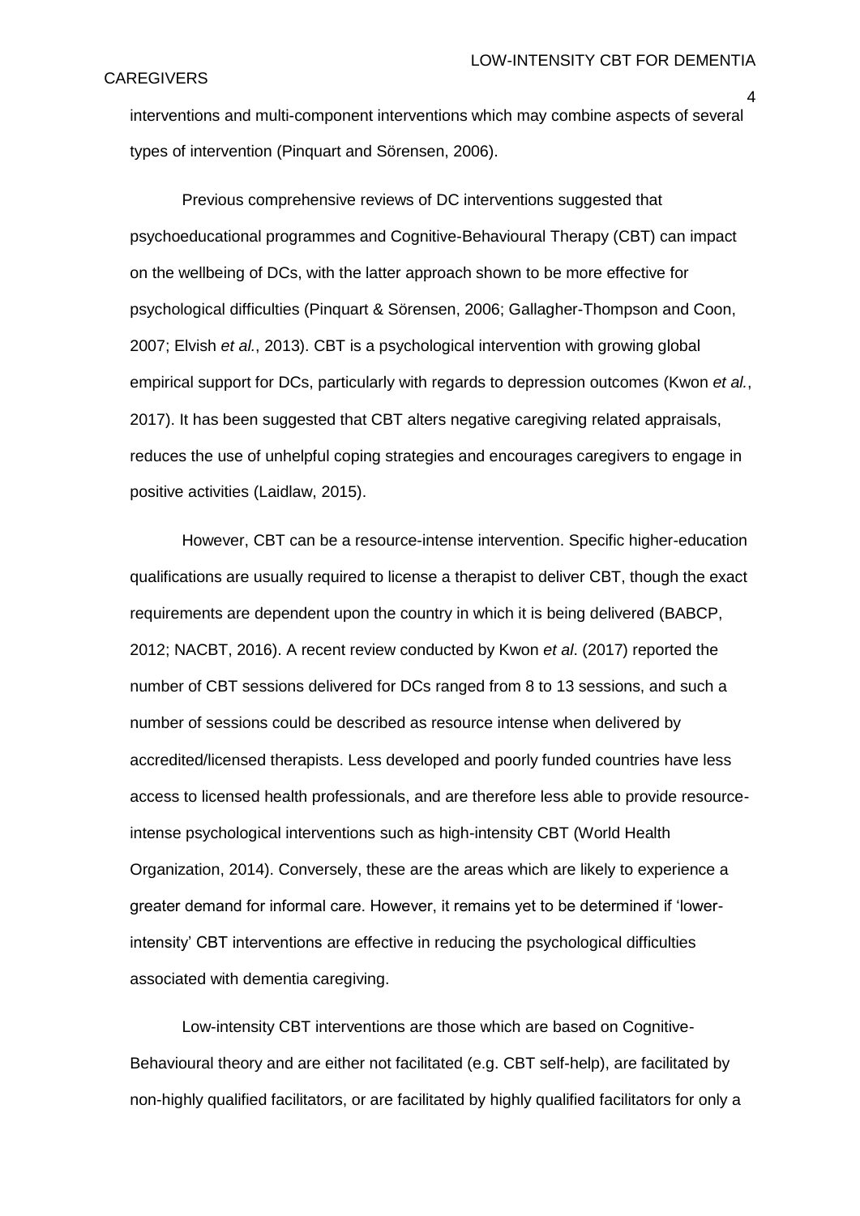interventions and multi-component interventions which may combine aspects of several types of intervention (Pinquart and Sörensen, 2006).

Previous comprehensive reviews of DC interventions suggested that psychoeducational programmes and Cognitive-Behavioural Therapy (CBT) can impact on the wellbeing of DCs, with the latter approach shown to be more effective for psychological difficulties (Pinquart & Sörensen, 2006; Gallagher-Thompson and Coon, 2007; Elvish *et al.*, 2013). CBT is a psychological intervention with growing global empirical support for DCs, particularly with regards to depression outcomes (Kwon *et al.*, 2017). It has been suggested that CBT alters negative caregiving related appraisals, reduces the use of unhelpful coping strategies and encourages caregivers to engage in positive activities (Laidlaw, 2015).

However, CBT can be a resource-intense intervention. Specific higher-education qualifications are usually required to license a therapist to deliver CBT, though the exact requirements are dependent upon the country in which it is being delivered (BABCP, 2012; NACBT, 2016). A recent review conducted by Kwon *et al*. (2017) reported the number of CBT sessions delivered for DCs ranged from 8 to 13 sessions, and such a number of sessions could be described as resource intense when delivered by accredited/licensed therapists. Less developed and poorly funded countries have less access to licensed health professionals, and are therefore less able to provide resource-intense psychological interventions such as high-intensity CBT (World Health Organization, 2014). Conversely, these are the areas which are likely to experience a greater demand for informal care. However, it remains yet to be determined if 'lower-intensity' CBT interventions are effective in reducing the psychological difficulties associated with dementia caregiving.

Low-intensity CBT interventions are those which are based on Cognitive-Behavioural theory and are either not facilitated (e.g. CBT self-help), are facilitated by non-highly qualified facilitators, or are facilitated by highly qualified facilitators for only a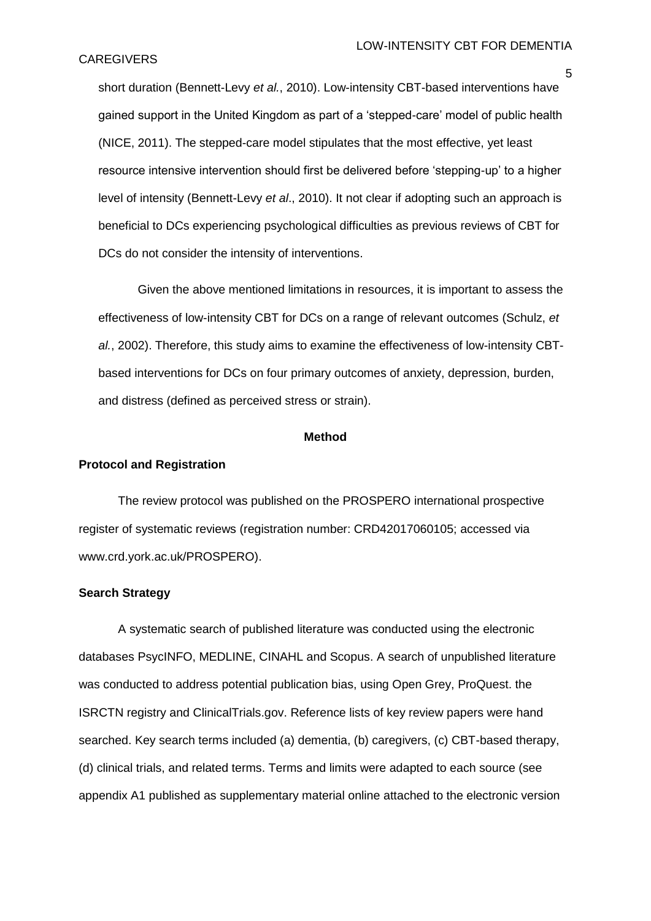short duration (Bennett-Levy *et al.*, 2010). Low-intensity CBT-based interventions have gained support in the United Kingdom as part of a 'stepped-care' model of public health (NICE, 2011). The stepped-care model stipulates that the most effective, yet least resource intensive intervention should first be delivered before 'stepping-up' to a higher level of intensity (Bennett-Levy *et al*., 2010). It not clear if adopting such an approach is beneficial to DCs experiencing psychological difficulties as previous reviews of CBT for DCs do not consider the intensity of interventions.

Given the above mentioned limitations in resources, it is important to assess the effectiveness of low-intensity CBT for DCs on a range of relevant outcomes (Schulz, *et al.*, 2002). Therefore, this study aims to examine the effectiveness of low-intensity CBT-based interventions for DCs on four primary outcomes of anxiety, depression, burden, and distress (defined as perceived stress or strain).

## Method

### Protocol and Registration

The review protocol was published on the PROSPERO international prospective register of systematic reviews (registration number: CRD42017060105; accessed via www.crd.york.ac.uk/PROSPERO).

### Search Strategy

A systematic search of published literature was conducted using the electronic databases PsycINFO, MEDLINE, CINAHL and Scopus. A search of unpublished literature was conducted to address potential publication bias, using Open Grey, ProQuest. the ISRCTN registry and ClinicalTrials.gov. Reference lists of key review papers were hand searched. Key search terms included (a) dementia, (b) caregivers, (c) CBT-based therapy, (d) clinical trials, and related terms. Terms and limits were adapted to each source (see appendix A1 published as supplementary material online attached to the electronic version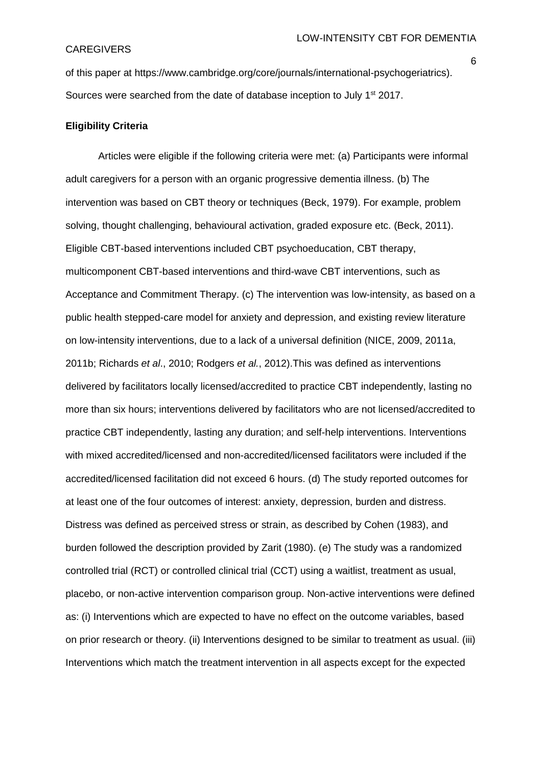of this paper at https://www.cambridge.org/core/journals/international-psychogeriatrics). Sources were searched from the date of database inception to July 1st 2017.

**Eligibility Criteria**

Articles were eligible if the following criteria were met: (a) Participants were informal adult caregivers for a person with an organic progressive dementia illness. (b) The intervention was based on CBT theory or techniques (Beck, 1979). For example, problem solving, thought challenging, behavioural activation, graded exposure etc. (Beck, 2011). Eligible CBT-based interventions included CBT psychoeducation, CBT therapy, multicomponent CBT-based interventions and third-wave CBT interventions, such as Acceptance and Commitment Therapy. (c) The intervention was low-intensity, as based on a public health stepped-care model for anxiety and depression, and existing review literature on low-intensity interventions, due to a lack of a universal definition (NICE, 2009, 2011a, 2011b; Richards *et al*., 2010; Rodgers *et al.*, 2012).This was defined as interventions delivered by facilitators locally licensed/accredited to practice CBT independently, lasting no more than six hours; interventions delivered by facilitators who are not licensed/accredited to practice CBT independently, lasting any duration; and self-help interventions. Interventions with mixed accredited/licensed and non-accredited/licensed facilitators were included if the accredited/licensed facilitation did not exceed 6 hours. (d) The study reported outcomes for at least one of the four outcomes of interest: anxiety, depression, burden and distress. Distress was defined as perceived stress or strain, as described by Cohen (1983), and burden followed the description provided by Zarit (1980). (e) The study was a randomized controlled trial (RCT) or controlled clinical trial (CCT) using a waitlist, treatment as usual, placebo, or non-active intervention comparison group. Non-active interventions were defined as: (i) Interventions which are expected to have no effect on the outcome variables, based on prior research or theory. (ii) Interventions designed to be similar to treatment as usual. (iii) Interventions which match the treatment intervention in all aspects except for the expected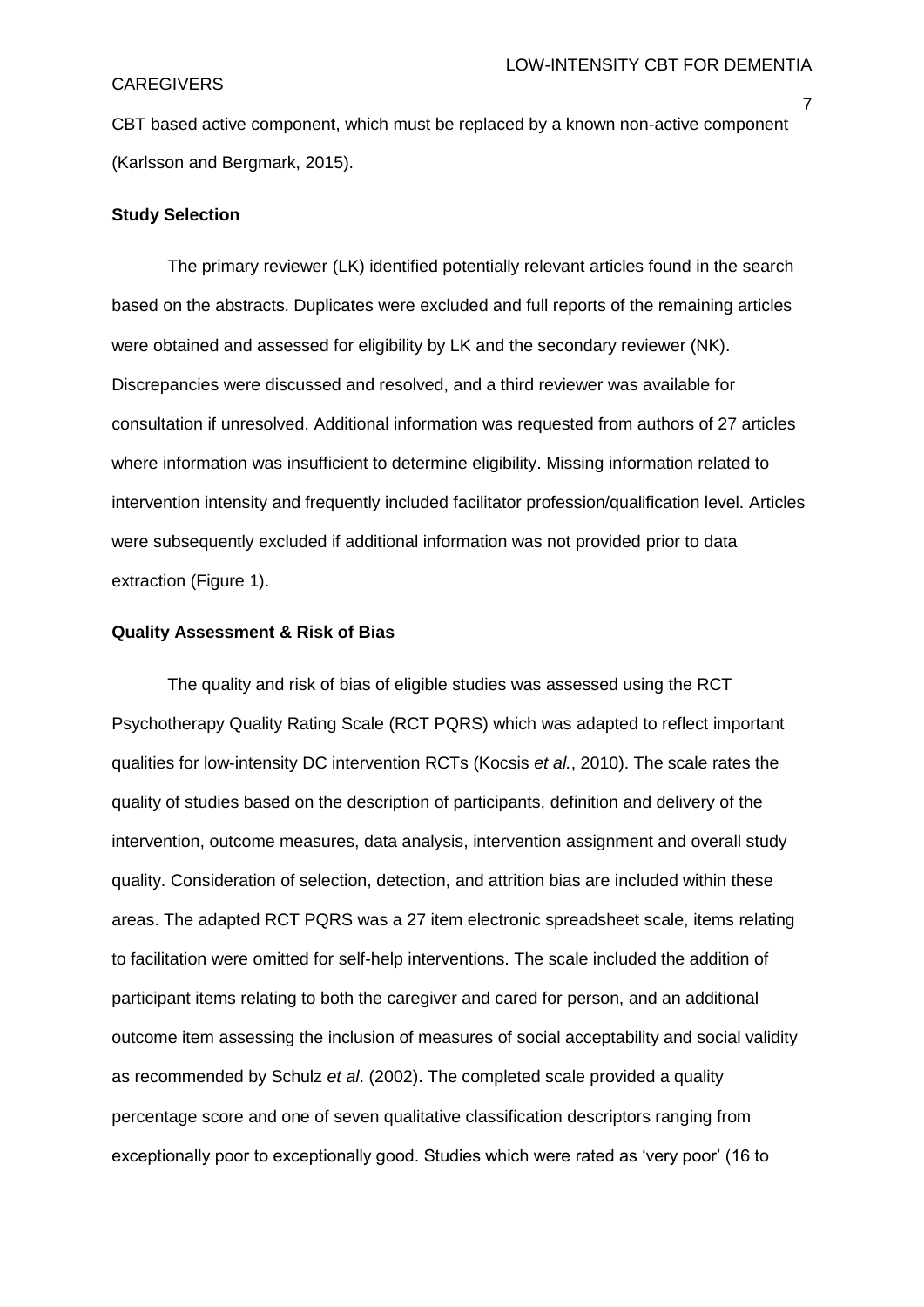CBT based active component, which must be replaced by a known non-active component (Karlsson and Bergmark, 2015).

**Study Selection**

The primary reviewer (LK) identified potentially relevant articles found in the search based on the abstracts. Duplicates were excluded and full reports of the remaining articles were obtained and assessed for eligibility by LK and the secondary reviewer (NK). Discrepancies were discussed and resolved, and a third reviewer was available for consultation if unresolved. Additional information was requested from authors of 27 articles where information was insufficient to determine eligibility. Missing information related to intervention intensity and frequently included facilitator profession/qualification level. Articles were subsequently excluded if additional information was not provided prior to data extraction (Figure 1).

**Quality Assessment & Risk of Bias**

The quality and risk of bias of eligible studies was assessed using the RCT Psychotherapy Quality Rating Scale (RCT PQRS) which was adapted to reflect important qualities for low-intensity DC intervention RCTs (Kocsis *et al.*, 2010). The scale rates the quality of studies based on the description of participants, definition and delivery of the intervention, outcome measures, data analysis, intervention assignment and overall study quality. Consideration of selection, detection, and attrition bias are included within these areas. The adapted RCT PQRS was a 27 item electronic spreadsheet scale, items relating to facilitation were omitted for self-help interventions. The scale included the addition of participant items relating to both the caregiver and cared for person, and an additional outcome item assessing the inclusion of measures of social acceptability and social validity as recommended by Schulz *et al*. (2002). The completed scale provided a quality percentage score and one of seven qualitative classification descriptors ranging from exceptionally poor to exceptionally good. Studies which were rated as 'very poor' (16 to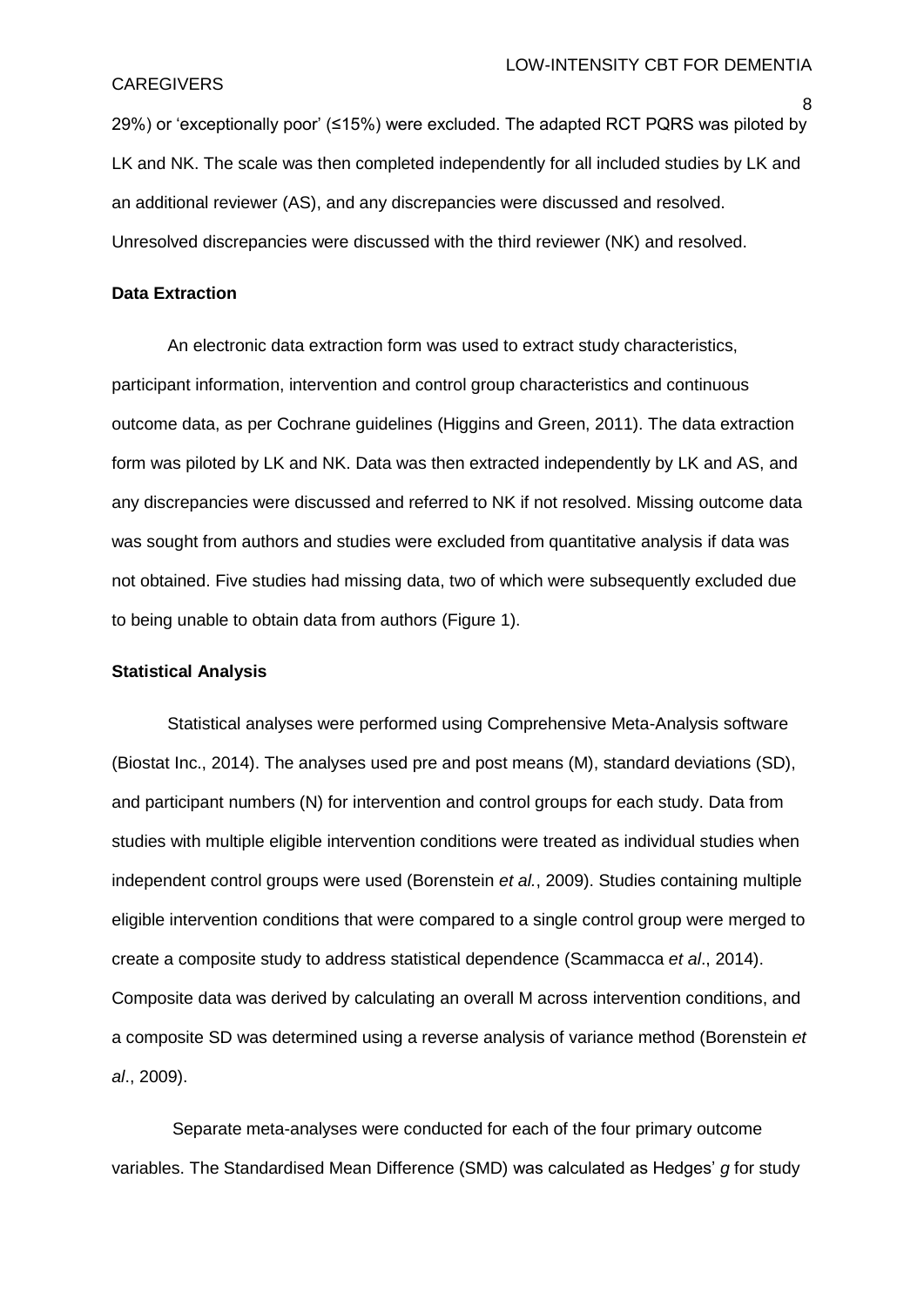29%) or 'exceptionally poor' (≤15%) were excluded. The adapted RCT PQRS was piloted by LK and NK. The scale was then completed independently for all included studies by LK and an additional reviewer (AS), and any discrepancies were discussed and resolved. Unresolved discrepancies were discussed with the third reviewer (NK) and resolved.

### Data Extraction

An electronic data extraction form was used to extract study characteristics, participant information, intervention and control group characteristics and continuous outcome data, as per Cochrane guidelines (Higgins and Green, 2011). The data extraction form was piloted by LK and NK. Data was then extracted independently by LK and AS, and any discrepancies were discussed and referred to NK if not resolved. Missing outcome data was sought from authors and studies were excluded from quantitative analysis if data was not obtained. Five studies had missing data, two of which were subsequently excluded due to being unable to obtain data from authors (Figure 1).

### Statistical Analysis

Statistical analyses were performed using Comprehensive Meta-Analysis software (Biostat Inc., 2014). The analyses used pre and post means (M), standard deviations (SD), and participant numbers (N) for intervention and control groups for each study. Data from studies with multiple eligible intervention conditions were treated as individual studies when independent control groups were used (Borenstein *et al.*, 2009). Studies containing multiple eligible intervention conditions that were compared to a single control group were merged to create a composite study to address statistical dependence (Scammacca *et al*., 2014). Composite data was derived by calculating an overall M across intervention conditions, and a composite SD was determined using a reverse analysis of variance method (Borenstein *et al*., 2009).

Separate meta-analyses were conducted for each of the four primary outcome variables. The Standardised Mean Difference (SMD) was calculated as Hedges' *g* for study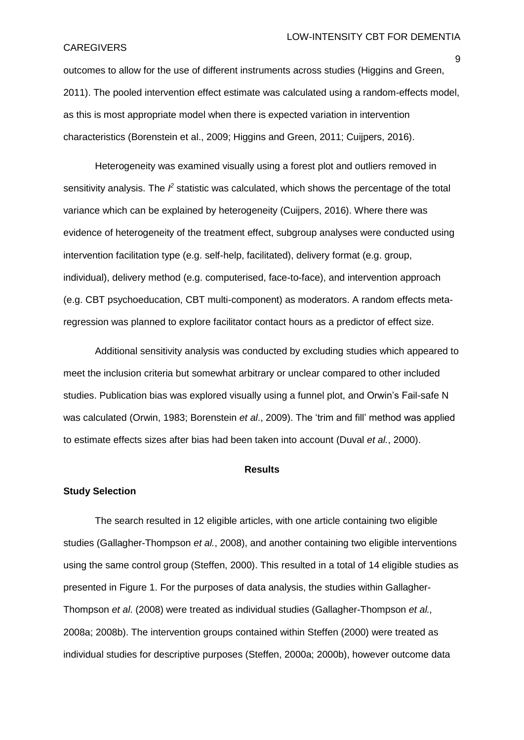outcomes to allow for the use of different instruments across studies (Higgins and Green, 2011). The pooled intervention effect estimate was calculated using a random-effects model, as this is most appropriate model when there is expected variation in intervention characteristics (Borenstein et al., 2009; Higgins and Green, 2011; Cuijpers, 2016).

Heterogeneity was examined visually using a forest plot and outliers removed in sensitivity analysis. The $I^2$ statistic was calculated, which shows the percentage of the total variance which can be explained by heterogeneity (Cuijpers, 2016). Where there was evidence of heterogeneity of the treatment effect, subgroup analyses were conducted using intervention facilitation type (e.g. self-help, facilitated), delivery format (e.g. group, individual), delivery method (e.g. computerised, face-to-face), and intervention approach (e.g. CBT psychoeducation, CBT multi-component) as moderators. A random effects meta-regression was planned to explore facilitator contact hours as a predictor of effect size.

Additional sensitivity analysis was conducted by excluding studies which appeared to meet the inclusion criteria but somewhat arbitrary or unclear compared to other included studies. Publication bias was explored visually using a funnel plot, and Orwin's Fail-safe N was calculated (Orwin, 1983; Borenstein *et al*., 2009). The 'trim and fill' method was applied to estimate effects sizes after bias had been taken into account (Duval *et al.*, 2000).

## Results

### Study Selection

The search resulted in 12 eligible articles, with one article containing two eligible studies (Gallagher-Thompson *et al.*, 2008), and another containing two eligible interventions using the same control group (Steffen, 2000). This resulted in a total of 14 eligible studies as presented in Figure 1. For the purposes of data analysis, the studies within Gallagher-Thompson *et al*. (2008) were treated as individual studies (Gallagher-Thompson *et al.,* 2008a; 2008b). The intervention groups contained within Steffen (2000) were treated as individual studies for descriptive purposes (Steffen, 2000a; 2000b), however outcome data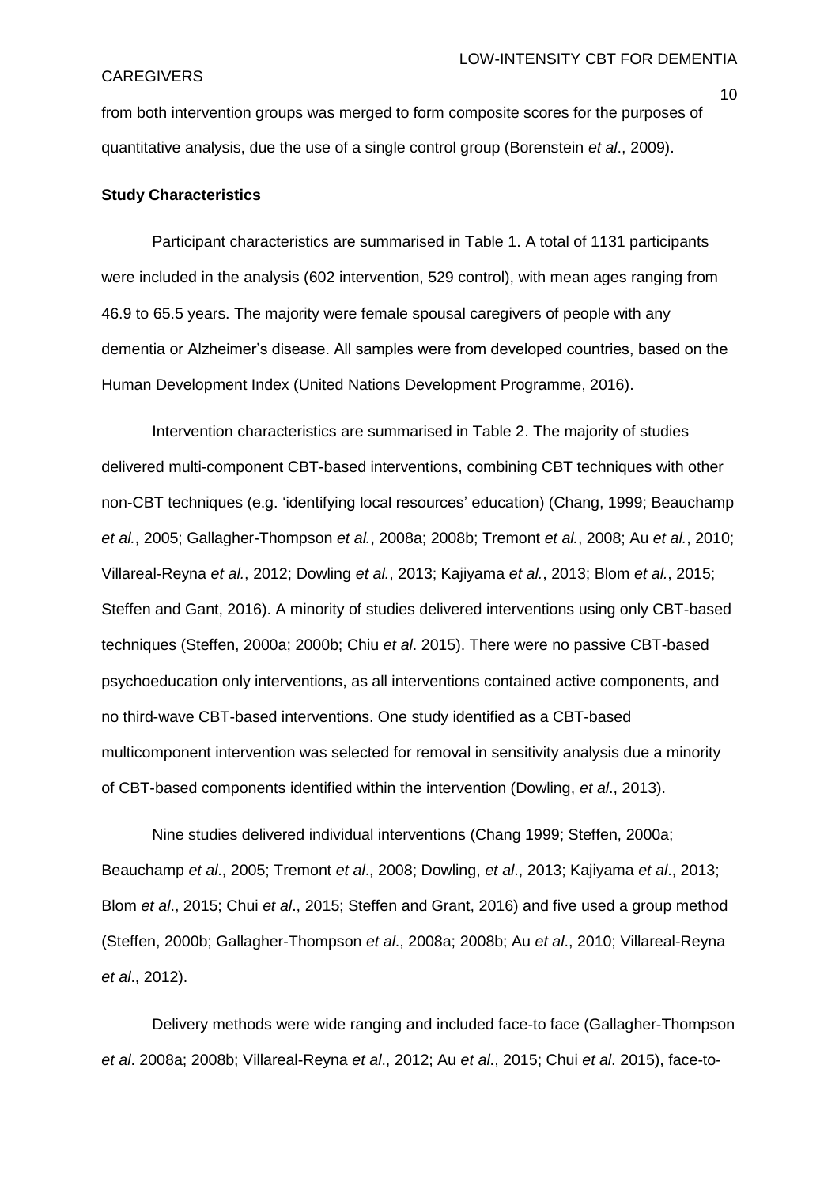from both intervention groups was merged to form composite scores for the purposes of quantitative analysis, due the use of a single control group (Borenstein *et al*., 2009).

**Study Characteristics**

Participant characteristics are summarised in Table 1. A total of 1131 participants were included in the analysis (602 intervention, 529 control), with mean ages ranging from 46.9 to 65.5 years. The majority were female spousal caregivers of people with any dementia or Alzheimer's disease. All samples were from developed countries, based on the Human Development Index (United Nations Development Programme, 2016).

Intervention characteristics are summarised in Table 2. The majority of studies delivered multi-component CBT-based interventions, combining CBT techniques with other non-CBT techniques (e.g. 'identifying local resources' education) (Chang, 1999; Beauchamp *et al.*, 2005; Gallagher-Thompson *et al.*, 2008a; 2008b; Tremont *et al.*, 2008; Au *et al.*, 2010; Villareal-Reyna *et al.*, 2012; Dowling *et al.*, 2013; Kajiyama *et al.*, 2013; Blom *et al.*, 2015; Steffen and Gant, 2016). A minority of studies delivered interventions using only CBT-based techniques (Steffen, 2000a; 2000b; Chiu *et al*. 2015). There were no passive CBT-based psychoeducation only interventions, as all interventions contained active components, and no third-wave CBT-based interventions. One study identified as a CBT-based multicomponent intervention was selected for removal in sensitivity analysis due a minority of CBT-based components identified within the intervention (Dowling, *et al*., 2013).

Nine studies delivered individual interventions (Chang 1999; Steffen, 2000a; Beauchamp *et al*., 2005; Tremont *et al*., 2008; Dowling, *et al*., 2013; Kajiyama *et al*., 2013; Blom *et al*., 2015; Chui *et al*., 2015; Steffen and Grant, 2016) and five used a group method (Steffen, 2000b; Gallagher-Thompson *et al*., 2008a; 2008b; Au *et al*., 2010; Villareal-Reyna *et al*., 2012).

Delivery methods were wide ranging and included face-to face (Gallagher-Thompson *et al*. 2008a; 2008b; Villareal-Reyna *et al*., 2012; Au *et al*., 2015; Chui *et al*. 2015), face-to-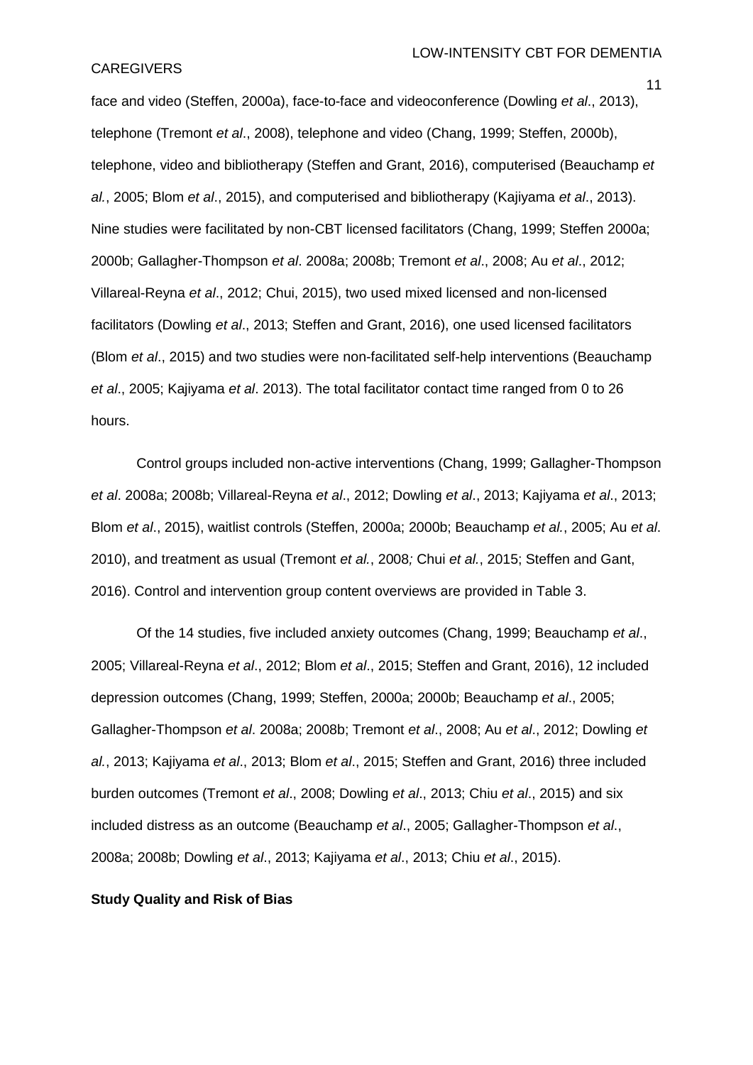face and video (Steffen, 2000a), face-to-face and videoconference (Dowling *et al*., 2013), telephone (Tremont *et al*., 2008), telephone and video (Chang, 1999; Steffen, 2000b), telephone, video and bibliotherapy (Steffen and Grant, 2016), computerised (Beauchamp *et al.*, 2005; Blom *et al*., 2015), and computerised and bibliotherapy (Kajiyama *et al*., 2013). Nine studies were facilitated by non-CBT licensed facilitators (Chang, 1999; Steffen 2000a; 2000b; Gallagher-Thompson *et al*. 2008a; 2008b; Tremont *et al*., 2008; Au *et al*., 2012; Villareal-Reyna *et al*., 2012; Chui, 2015), two used mixed licensed and non-licensed facilitators (Dowling *et al*., 2013; Steffen and Grant, 2016), one used licensed facilitators (Blom *et al*., 2015) and two studies were non-facilitated self-help interventions (Beauchamp *et al*., 2005; Kajiyama *et al*. 2013). The total facilitator contact time ranged from 0 to 26 hours.

Control groups included non-active interventions (Chang, 1999; Gallagher-Thompson *et al*. 2008a; 2008b; Villareal-Reyna *et al*., 2012; Dowling *et al*., 2013; Kajiyama *et al*., 2013; Blom *et al*., 2015), waitlist controls (Steffen, 2000a; 2000b; Beauchamp *et al.*, 2005; Au *et al*. 2010), and treatment as usual (Tremont *et al.*, 2008*;* Chui *et al.*, 2015; Steffen and Gant, 2016). Control and intervention group content overviews are provided in Table 3.

Of the 14 studies, five included anxiety outcomes (Chang, 1999; Beauchamp *et al*., 2005; Villareal-Reyna *et al*., 2012; Blom *et al*., 2015; Steffen and Grant, 2016), 12 included depression outcomes (Chang, 1999; Steffen, 2000a; 2000b; Beauchamp *et al*., 2005; Gallagher-Thompson *et al*. 2008a; 2008b; Tremont *et al*., 2008; Au *et al*., 2012; Dowling *et al.*, 2013; Kajiyama *et al*., 2013; Blom *et al*., 2015; Steffen and Grant, 2016) three included burden outcomes (Tremont *et al*., 2008; Dowling *et al*., 2013; Chiu *et al*., 2015) and six included distress as an outcome (Beauchamp *et al*., 2005; Gallagher-Thompson *et al*., 2008a; 2008b; Dowling *et al*., 2013; Kajiyama *et al*., 2013; Chiu *et al*., 2015).

**Study Quality and Risk of Bias**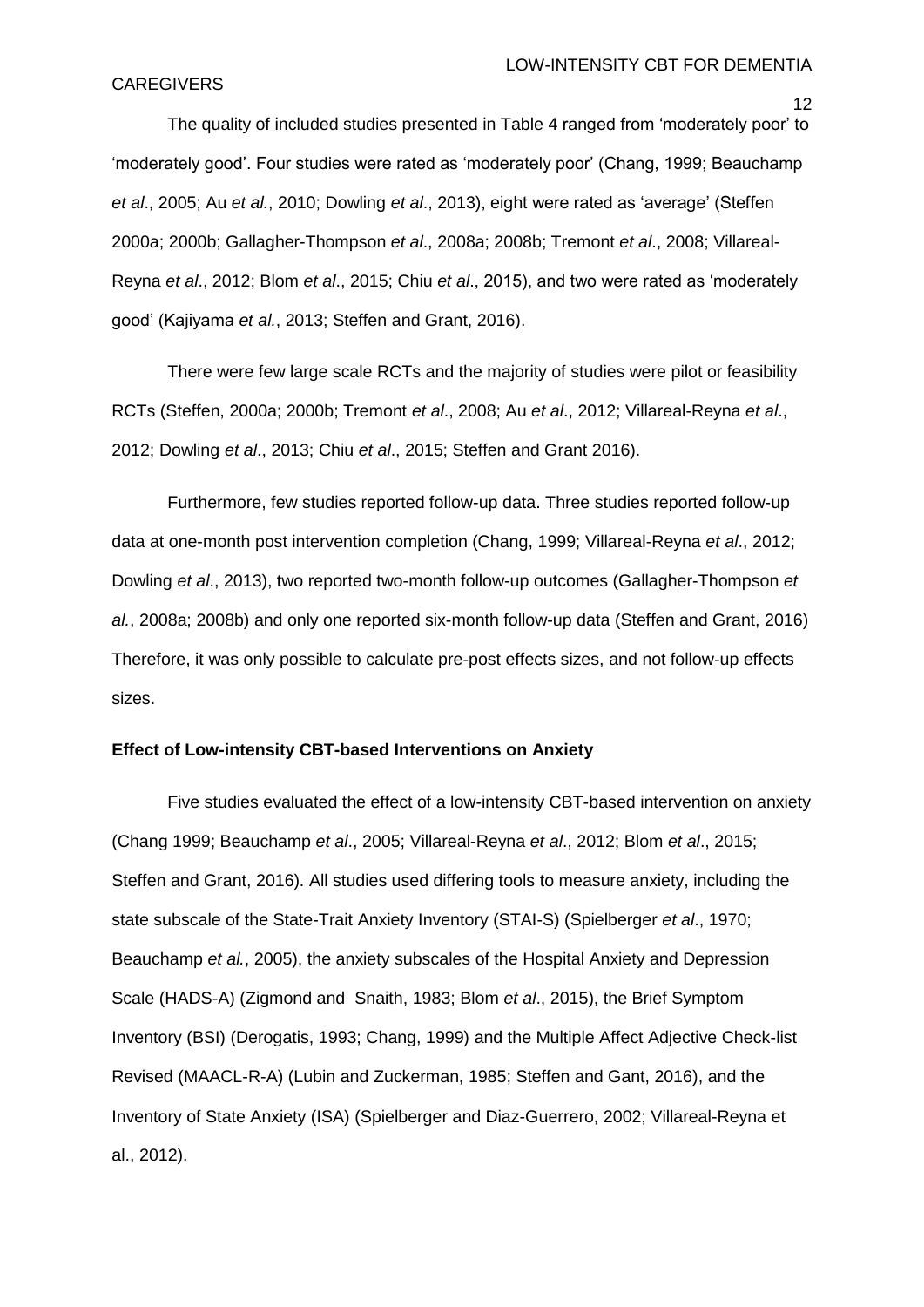The quality of included studies presented in Table 4 ranged from 'moderately poor' to 'moderately good'. Four studies were rated as 'moderately poor' (Chang, 1999; Beauchamp *et al*., 2005; Au *et al.*, 2010; Dowling *et al*., 2013), eight were rated as 'average' (Steffen 2000a; 2000b; Gallagher-Thompson *et al*., 2008a; 2008b; Tremont *et al*., 2008; Villareal-Reyna *et al*., 2012; Blom *et al*., 2015; Chiu *et al*., 2015), and two were rated as 'moderately good' (Kajiyama *et al.*, 2013; Steffen and Grant, 2016).

There were few large scale RCTs and the majority of studies were pilot or feasibility RCTs (Steffen, 2000a; 2000b; Tremont *et al*., 2008; Au *et al*., 2012; Villareal-Reyna *et al*., 2012; Dowling *et al*., 2013; Chiu *et al*., 2015; Steffen and Grant 2016).

Furthermore, few studies reported follow-up data. Three studies reported follow-up data at one-month post intervention completion (Chang, 1999; Villareal-Reyna *et al*., 2012; Dowling *et al*., 2013), two reported two-month follow-up outcomes (Gallagher-Thompson *et al.*, 2008a; 2008b) and only one reported six-month follow-up data (Steffen and Grant, 2016) Therefore, it was only possible to calculate pre-post effects sizes, and not follow-up effects sizes.

**Effect of Low-intensity CBT-based Interventions on Anxiety**

Five studies evaluated the effect of a low-intensity CBT-based intervention on anxiety (Chang 1999; Beauchamp *et al*., 2005; Villareal-Reyna *et al*., 2012; Blom *et al*., 2015; Steffen and Grant, 2016). All studies used differing tools to measure anxiety, including the state subscale of the State-Trait Anxiety Inventory (STAI-S) (Spielberger *et al*., 1970; Beauchamp *et al.*, 2005), the anxiety subscales of the Hospital Anxiety and Depression Scale (HADS-A) (Zigmond and Snaith, 1983; Blom *et al*., 2015), the Brief Symptom Inventory (BSI) (Derogatis, 1993; Chang, 1999) and the Multiple Affect Adjective Check-list Revised (MAACL-R-A) (Lubin and Zuckerman, 1985; Steffen and Gant, 2016), and the Inventory of State Anxiety (ISA) (Spielberger and Diaz-Guerrero, 2002; Villareal-Reyna et al., 2012).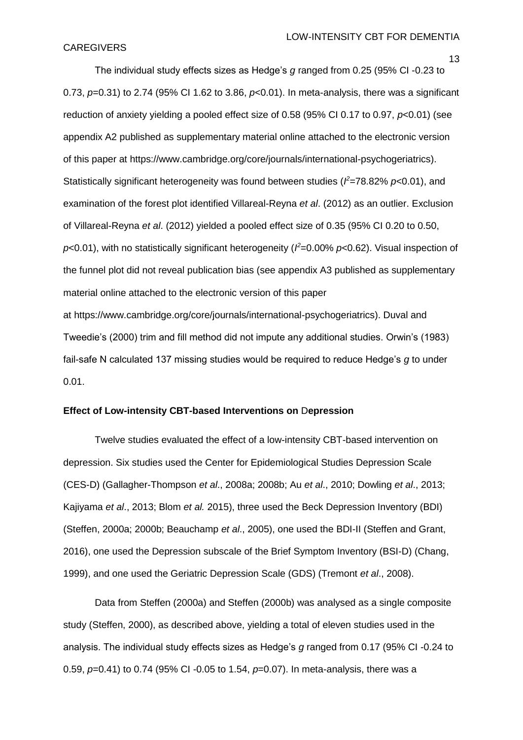The individual study effects sizes as Hedge's *g* ranged from 0.25 (95% CI -0.23 to 0.73, $p=0.31$) to 2.74 (95% CI 1.62 to 3.86, $p<0.01$). In meta-analysis, there was a significant reduction of anxiety yielding a pooled effect size of 0.58 (95% CI 0.17 to 0.97, $p<0.01$) (see appendix A2 published as supplementary material online attached to the electronic version of this paper at https://www.cambridge.org/core/journals/international-psychogeriatrics). Statistically significant heterogeneity was found between studies ($I^2$=78.82% $p<0.01$), and examination of the forest plot identified Villareal-Reyna *et al*. (2012) as an outlier. Exclusion of Villareal-Reyna *et al*. (2012) yielded a pooled effect size of 0.35 (95% CI 0.20 to 0.50, $p<0.01$), with no statistically significant heterogeneity ($I^2$=0.00% $p<0.62$). Visual inspection of the funnel plot did not reveal publication bias (see appendix A3 published as supplementary material online attached to the electronic version of this paper at https://www.cambridge.org/core/journals/international-psychogeriatrics). Duval and Tweedie's (2000) trim and fill method did not impute any additional studies. Orwin's (1983) fail-safe N calculated 137 missing studies would be required to reduce Hedge's *g* to under 0.01.

**Effect of Low-intensity CBT-based Interventions on Depression**

Twelve studies evaluated the effect of a low-intensity CBT-based intervention on depression. Six studies used the Center for Epidemiological Studies Depression Scale (CES-D) (Gallagher-Thompson *et al*., 2008a; 2008b; Au *et al*., 2010; Dowling *et al*., 2013; Kajiyama *et al*., 2013; Blom *et al.* 2015), three used the Beck Depression Inventory (BDI) (Steffen, 2000a; 2000b; Beauchamp *et al*., 2005), one used the BDI-II (Steffen and Grant, 2016), one used the Depression subscale of the Brief Symptom Inventory (BSI-D) (Chang, 1999), and one used the Geriatric Depression Scale (GDS) (Tremont *et al*., 2008).

Data from Steffen (2000a) and Steffen (2000b) was analysed as a single composite study (Steffen, 2000), as described above, yielding a total of eleven studies used in the analysis. The individual study effects sizes as Hedge's *g* ranged from 0.17 (95% CI -0.24 to 0.59, $p=0.41$) to 0.74 (95% CI -0.05 to 1.54, $p=0.07$). In meta-analysis, there was a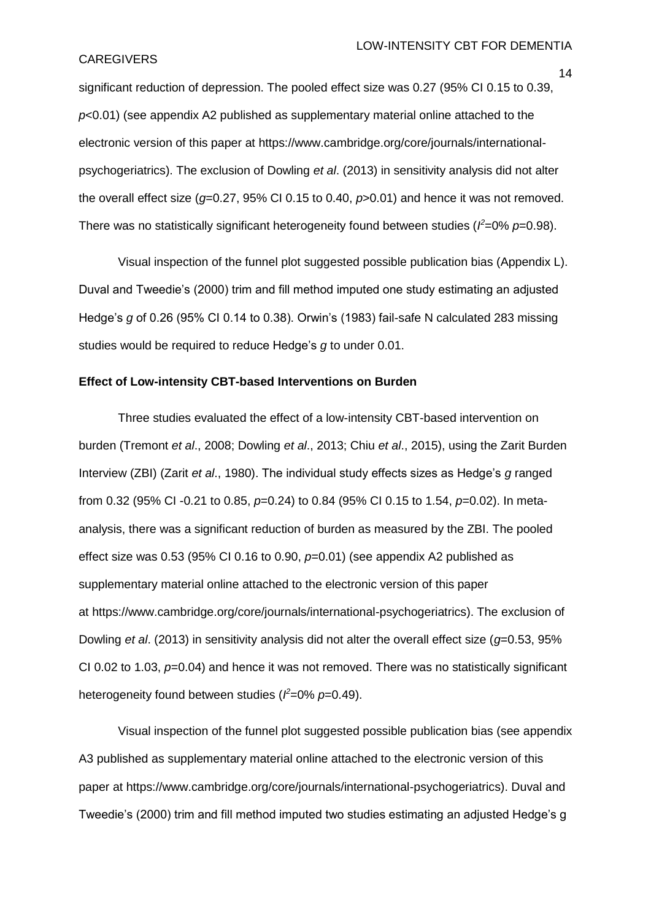significant reduction of depression. The pooled effect size was 0.27 (95% CI 0.15 to 0.39, $p<0.01$) (see appendix A2 published as supplementary material online attached to the electronic version of this paper at https://www.cambridge.org/core/journals/international-psychogeriatrics). The exclusion of Dowling *et al*. (2013) in sensitivity analysis did not alter the overall effect size ($g=0.27$, 95% CI 0.15 to 0.40, $p>0.01$) and hence it was not removed. There was no statistically significant heterogeneity found between studies ($I^2=0\%$ $p=0.98$).

Visual inspection of the funnel plot suggested possible publication bias (Appendix L). Duval and Tweedie's (2000) trim and fill method imputed one study estimating an adjusted Hedge's *g* of 0.26 (95% CI 0.14 to 0.38). Orwin's (1983) fail-safe N calculated 283 missing studies would be required to reduce Hedge's *g* to under 0.01.

**Effect of Low-intensity CBT-based Interventions on Burden**

Three studies evaluated the effect of a low-intensity CBT-based intervention on burden (Tremont *et al*., 2008; Dowling *et al*., 2013; Chiu *et al*., 2015), using the Zarit Burden Interview (ZBI) (Zarit *et al*., 1980). The individual study effects sizes as Hedge's *g* ranged from 0.32 (95% CI -0.21 to 0.85, $p=0.24$) to 0.84 (95% CI 0.15 to 1.54, $p=0.02$). In meta-analysis, there was a significant reduction of burden as measured by the ZBI. The pooled effect size was 0.53 (95% CI 0.16 to 0.90, $p=0.01$) (see appendix A2 published as supplementary material online attached to the electronic version of this paper at https://www.cambridge.org/core/journals/international-psychogeriatrics). The exclusion of Dowling *et al*. (2013) in sensitivity analysis did not alter the overall effect size ($g=0.53$, 95% CI 0.02 to 1.03, $p=0.04$) and hence it was not removed. There was no statistically significant heterogeneity found between studies ($I^2=0\%$ $p=0.49$).

Visual inspection of the funnel plot suggested possible publication bias (see appendix A3 published as supplementary material online attached to the electronic version of this paper at https://www.cambridge.org/core/journals/international-psychogeriatrics). Duval and Tweedie's (2000) trim and fill method imputed two studies estimating an adjusted Hedge's g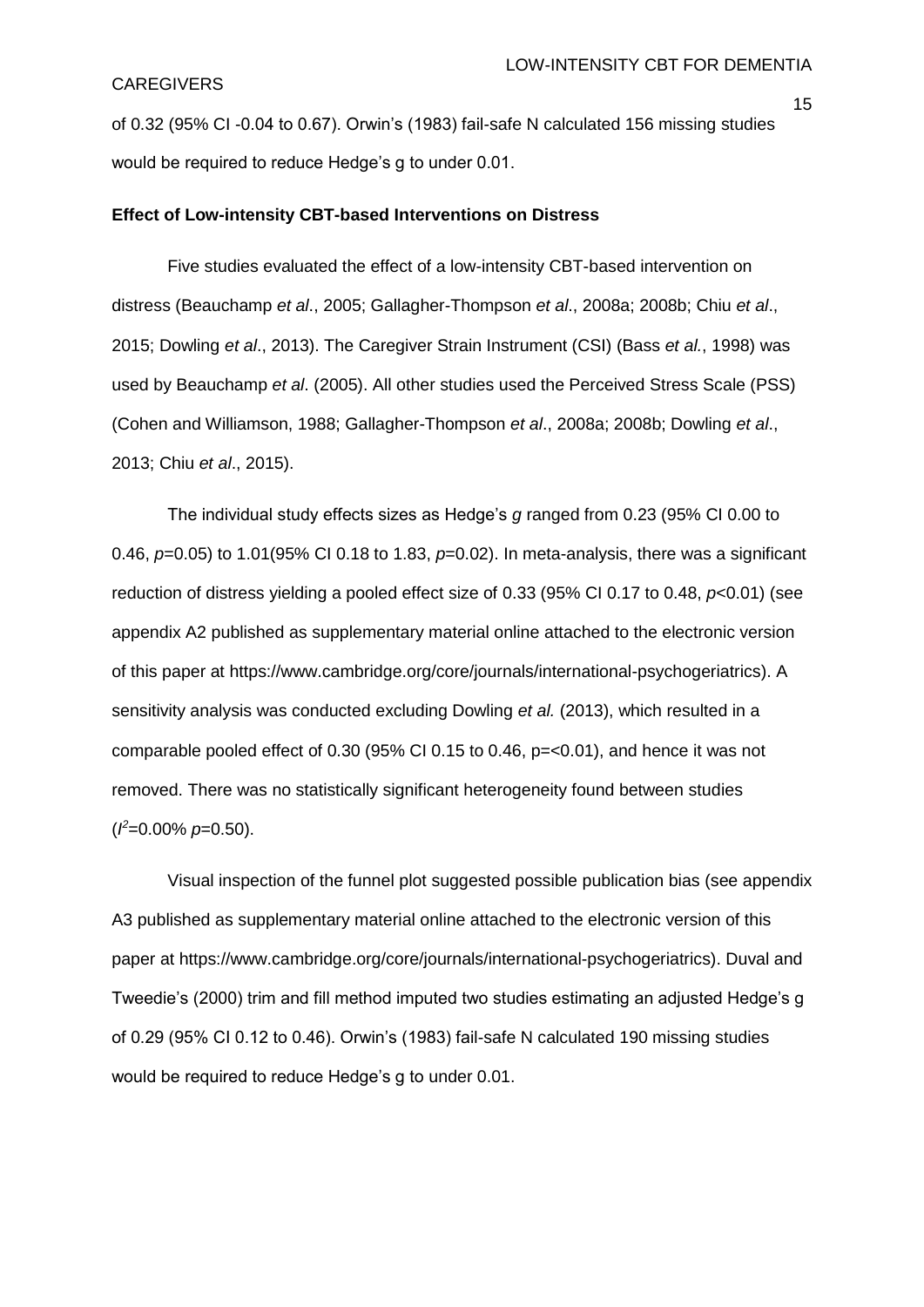of 0.32 (95% CI -0.04 to 0.67). Orwin's (1983) fail-safe N calculated 156 missing studies would be required to reduce Hedge's g to under 0.01.

**Effect of Low-intensity CBT-based Interventions on Distress**

Five studies evaluated the effect of a low-intensity CBT-based intervention on distress (Beauchamp *et al*., 2005; Gallagher-Thompson *et al*., 2008a; 2008b; Chiu *et al*., 2015; Dowling *et al*., 2013). The Caregiver Strain Instrument (CSI) (Bass *et al.*, 1998) was used by Beauchamp *et al*. (2005). All other studies used the Perceived Stress Scale (PSS) (Cohen and Williamson, 1988; Gallagher-Thompson *et al*., 2008a; 2008b; Dowling *et al*., 2013; Chiu *et al*., 2015).

The individual study effects sizes as Hedge's *g* ranged from 0.23 (95% CI 0.00 to 0.46, $p$=0.05) to 1.01(95% CI 0.18 to 1.83, $p$=0.02). In meta-analysis, there was a significant reduction of distress yielding a pooled effect size of 0.33 (95% CI 0.17 to 0.48, $p$<0.01) (see appendix A2 published as supplementary material online attached to the electronic version of this paper at https://www.cambridge.org/core/journals/international-psychogeriatrics). A sensitivity analysis was conducted excluding Dowling *et al.* (2013), which resulted in a comparable pooled effect of 0.30 (95% CI 0.15 to 0.46, p=<0.01), and hence it was not removed. There was no statistically significant heterogeneity found between studies ($I^2$=0.00% $p$=0.50).

Visual inspection of the funnel plot suggested possible publication bias (see appendix A3 published as supplementary material online attached to the electronic version of this paper at https://www.cambridge.org/core/journals/international-psychogeriatrics). Duval and Tweedie's (2000) trim and fill method imputed two studies estimating an adjusted Hedge's g of 0.29 (95% CI 0.12 to 0.46). Orwin's (1983) fail-safe N calculated 190 missing studies would be required to reduce Hedge's g to under 0.01.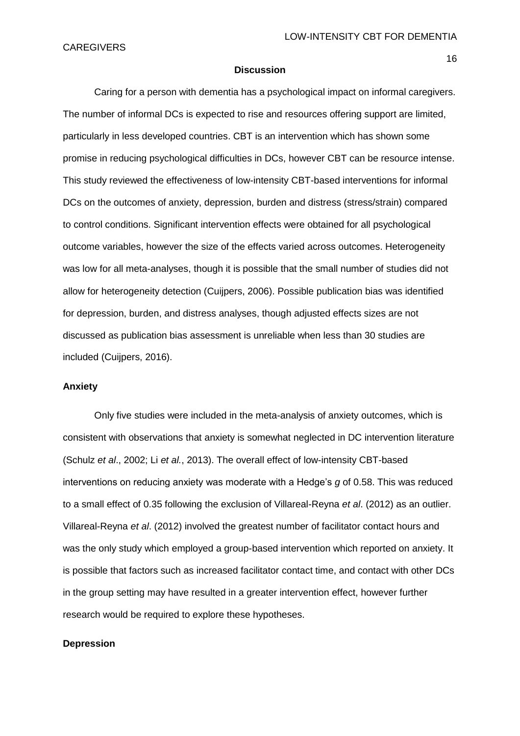## Discussion

Caring for a person with dementia has a psychological impact on informal caregivers. The number of informal DCs is expected to rise and resources offering support are limited, particularly in less developed countries. CBT is an intervention which has shown some promise in reducing psychological difficulties in DCs, however CBT can be resource intense. This study reviewed the effectiveness of low-intensity CBT-based interventions for informal DCs on the outcomes of anxiety, depression, burden and distress (stress/strain) compared to control conditions. Significant intervention effects were obtained for all psychological outcome variables, however the size of the effects varied across outcomes. Heterogeneity was low for all meta-analyses, though it is possible that the small number of studies did not allow for heterogeneity detection (Cuijpers, 2006). Possible publication bias was identified for depression, burden, and distress analyses, though adjusted effects sizes are not discussed as publication bias assessment is unreliable when less than 30 studies are included (Cuijpers, 2016).

### Anxiety

Only five studies were included in the meta-analysis of anxiety outcomes, which is consistent with observations that anxiety is somewhat neglected in DC intervention literature (Schulz *et al*., 2002; Li *et al.*, 2013). The overall effect of low-intensity CBT-based interventions on reducing anxiety was moderate with a Hedge's *g* of 0.58. This was reduced to a small effect of 0.35 following the exclusion of Villareal-Reyna *et al*. (2012) as an outlier. Villareal-Reyna *et al*. (2012) involved the greatest number of facilitator contact hours and was the only study which employed a group-based intervention which reported on anxiety. It is possible that factors such as increased facilitator contact time, and contact with other DCs in the group setting may have resulted in a greater intervention effect, however further research would be required to explore these hypotheses.

### Depression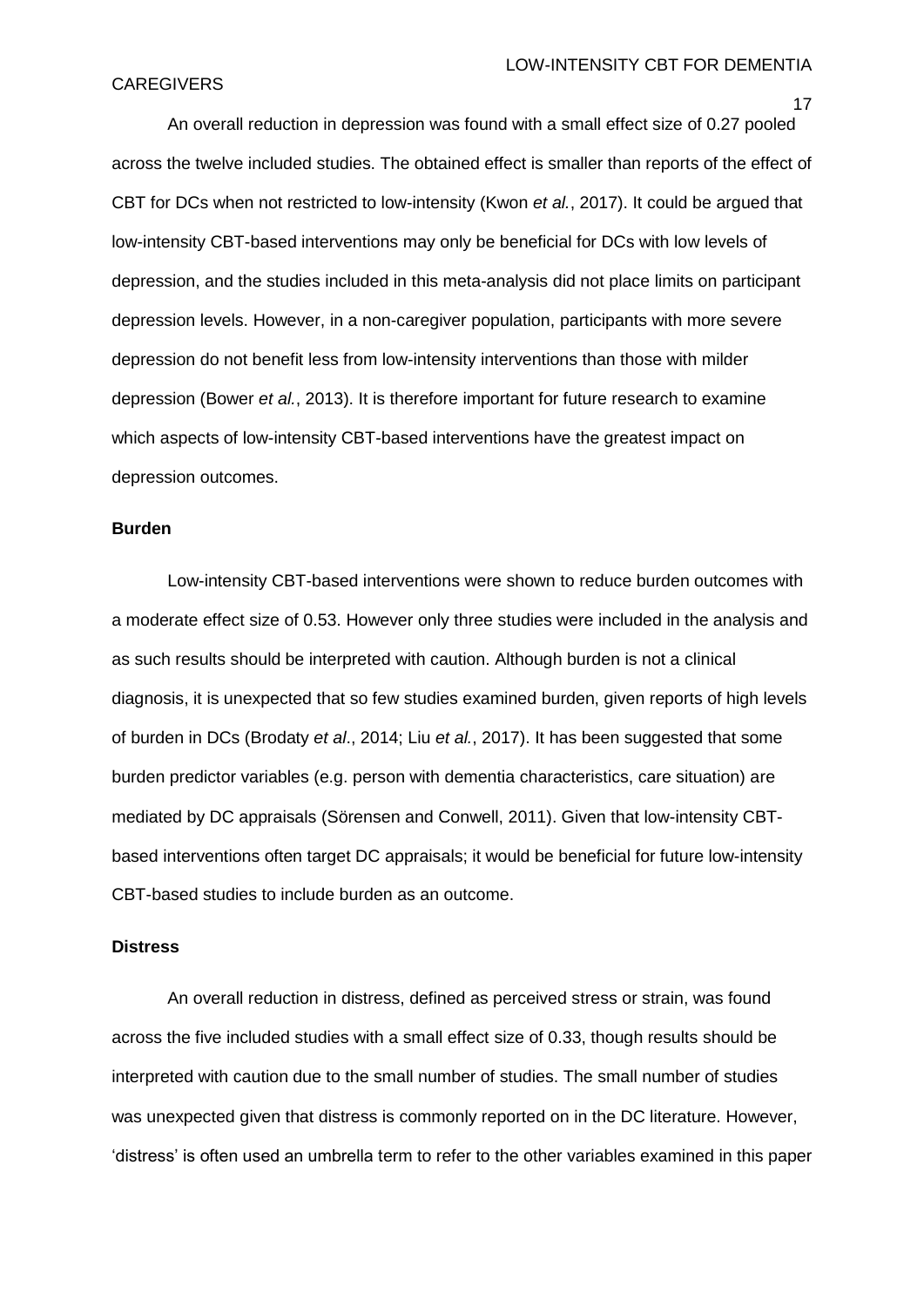An overall reduction in depression was found with a small effect size of 0.27 pooled across the twelve included studies. The obtained effect is smaller than reports of the effect of CBT for DCs when not restricted to low-intensity (Kwon *et al.*, 2017). It could be argued that low-intensity CBT-based interventions may only be beneficial for DCs with low levels of depression, and the studies included in this meta-analysis did not place limits on participant depression levels. However, in a non-caregiver population, participants with more severe depression do not benefit less from low-intensity interventions than those with milder depression (Bower *et al.*, 2013). It is therefore important for future research to examine which aspects of low-intensity CBT-based interventions have the greatest impact on depression outcomes.

**Burden**

Low-intensity CBT-based interventions were shown to reduce burden outcomes with a moderate effect size of 0.53. However only three studies were included in the analysis and as such results should be interpreted with caution. Although burden is not a clinical diagnosis, it is unexpected that so few studies examined burden, given reports of high levels of burden in DCs (Brodaty *et al*., 2014; Liu *et al.*, 2017). It has been suggested that some burden predictor variables (e.g. person with dementia characteristics, care situation) are mediated by DC appraisals (Sörensen and Conwell, 2011). Given that low-intensity CBT-based interventions often target DC appraisals; it would be beneficial for future low-intensity CBT-based studies to include burden as an outcome.

**Distress**

An overall reduction in distress, defined as perceived stress or strain, was found across the five included studies with a small effect size of 0.33, though results should be interpreted with caution due to the small number of studies. The small number of studies was unexpected given that distress is commonly reported on in the DC literature. However, 'distress' is often used an umbrella term to refer to the other variables examined in this paper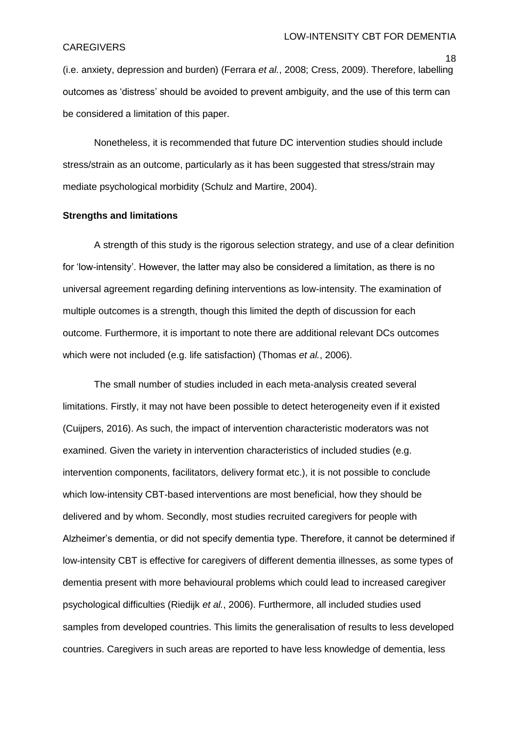(i.e. anxiety, depression and burden) (Ferrara *et al.*, 2008; Cress, 2009). Therefore, labelling outcomes as 'distress' should be avoided to prevent ambiguity, and the use of this term can be considered a limitation of this paper.

Nonetheless, it is recommended that future DC intervention studies should include stress/strain as an outcome, particularly as it has been suggested that stress/strain may mediate psychological morbidity (Schulz and Martire, 2004).

**Strengths and limitations**

A strength of this study is the rigorous selection strategy, and use of a clear definition for 'low-intensity'. However, the latter may also be considered a limitation, as there is no universal agreement regarding defining interventions as low-intensity. The examination of multiple outcomes is a strength, though this limited the depth of discussion for each outcome. Furthermore, it is important to note there are additional relevant DCs outcomes which were not included (e.g. life satisfaction) (Thomas *et al.*, 2006).

The small number of studies included in each meta-analysis created several limitations. Firstly, it may not have been possible to detect heterogeneity even if it existed (Cuijpers, 2016). As such, the impact of intervention characteristic moderators was not examined. Given the variety in intervention characteristics of included studies (e.g. intervention components, facilitators, delivery format etc.), it is not possible to conclude which low-intensity CBT-based interventions are most beneficial, how they should be delivered and by whom. Secondly, most studies recruited caregivers for people with Alzheimer's dementia, or did not specify dementia type. Therefore, it cannot be determined if low-intensity CBT is effective for caregivers of different dementia illnesses, as some types of dementia present with more behavioural problems which could lead to increased caregiver psychological difficulties (Riedijk *et al.*, 2006). Furthermore, all included studies used samples from developed countries. This limits the generalisation of results to less developed countries. Caregivers in such areas are reported to have less knowledge of dementia, less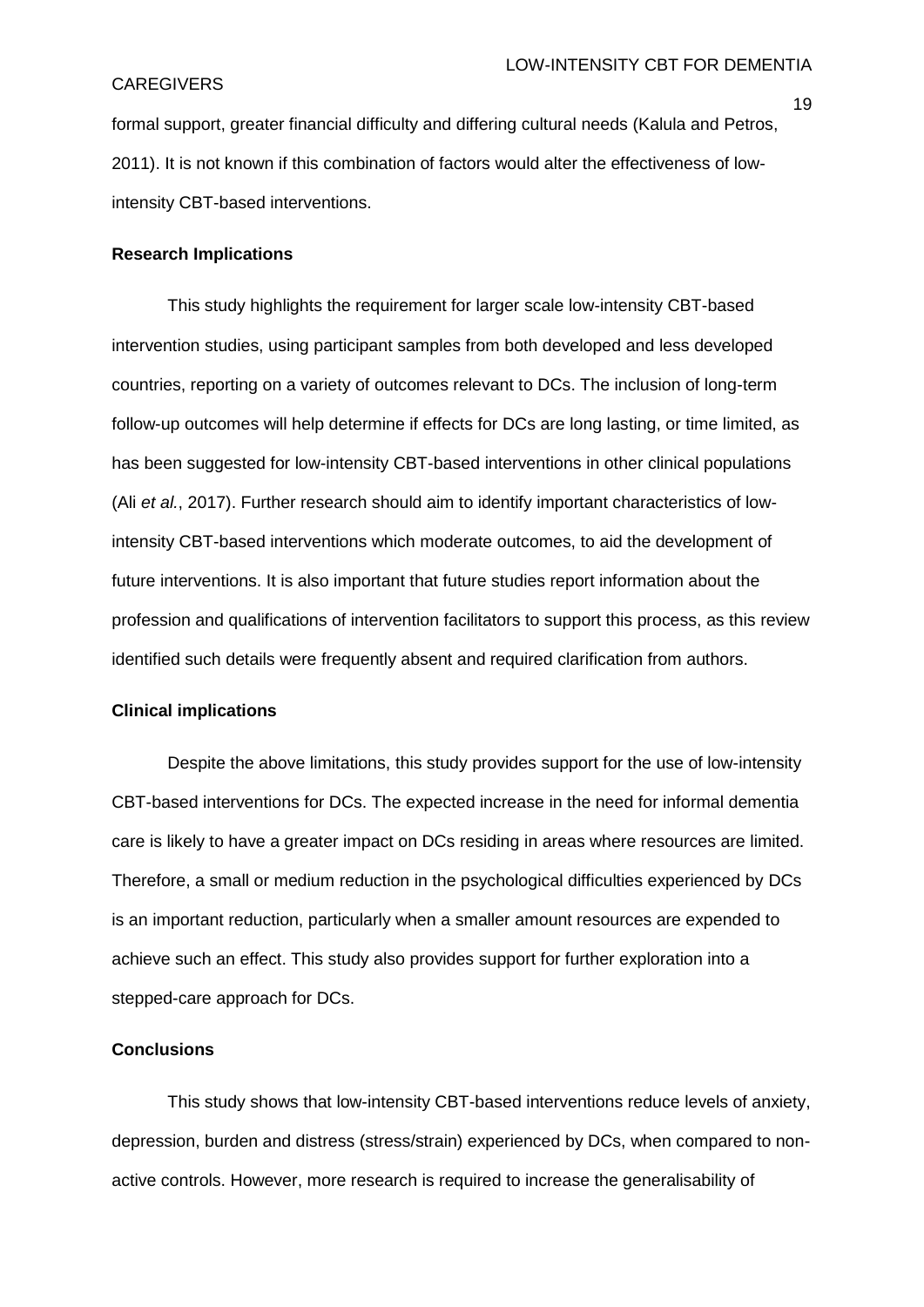formal support, greater financial difficulty and differing cultural needs (Kalula and Petros, 2011). It is not known if this combination of factors would alter the effectiveness of low-intensity CBT-based interventions.

### Research Implications

This study highlights the requirement for larger scale low-intensity CBT-based intervention studies, using participant samples from both developed and less developed countries, reporting on a variety of outcomes relevant to DCs. The inclusion of long-term follow-up outcomes will help determine if effects for DCs are long lasting, or time limited, as has been suggested for low-intensity CBT-based interventions in other clinical populations (Ali *et al.*, 2017). Further research should aim to identify important characteristics of low-intensity CBT-based interventions which moderate outcomes, to aid the development of future interventions. It is also important that future studies report information about the profession and qualifications of intervention facilitators to support this process, as this review identified such details were frequently absent and required clarification from authors.

### Clinical implications

Despite the above limitations, this study provides support for the use of low-intensity CBT-based interventions for DCs. The expected increase in the need for informal dementia care is likely to have a greater impact on DCs residing in areas where resources are limited. Therefore, a small or medium reduction in the psychological difficulties experienced by DCs is an important reduction, particularly when a smaller amount resources are expended to achieve such an effect. This study also provides support for further exploration into a stepped-care approach for DCs.

### Conclusions

This study shows that low-intensity CBT-based interventions reduce levels of anxiety, depression, burden and distress (stress/strain) experienced by DCs, when compared to non-active controls. However, more research is required to increase the generalisability of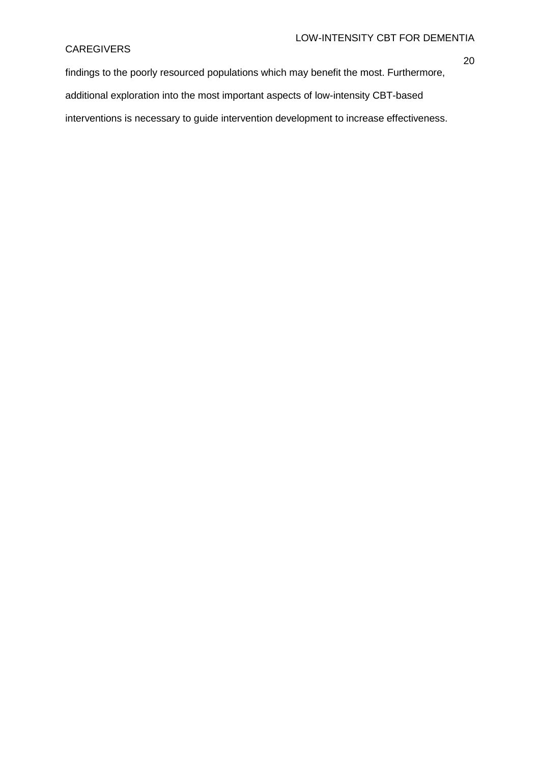findings to the poorly resourced populations which may benefit the most. Furthermore, additional exploration into the most important aspects of low-intensity CBT-based interventions is necessary to guide intervention development to increase effectiveness.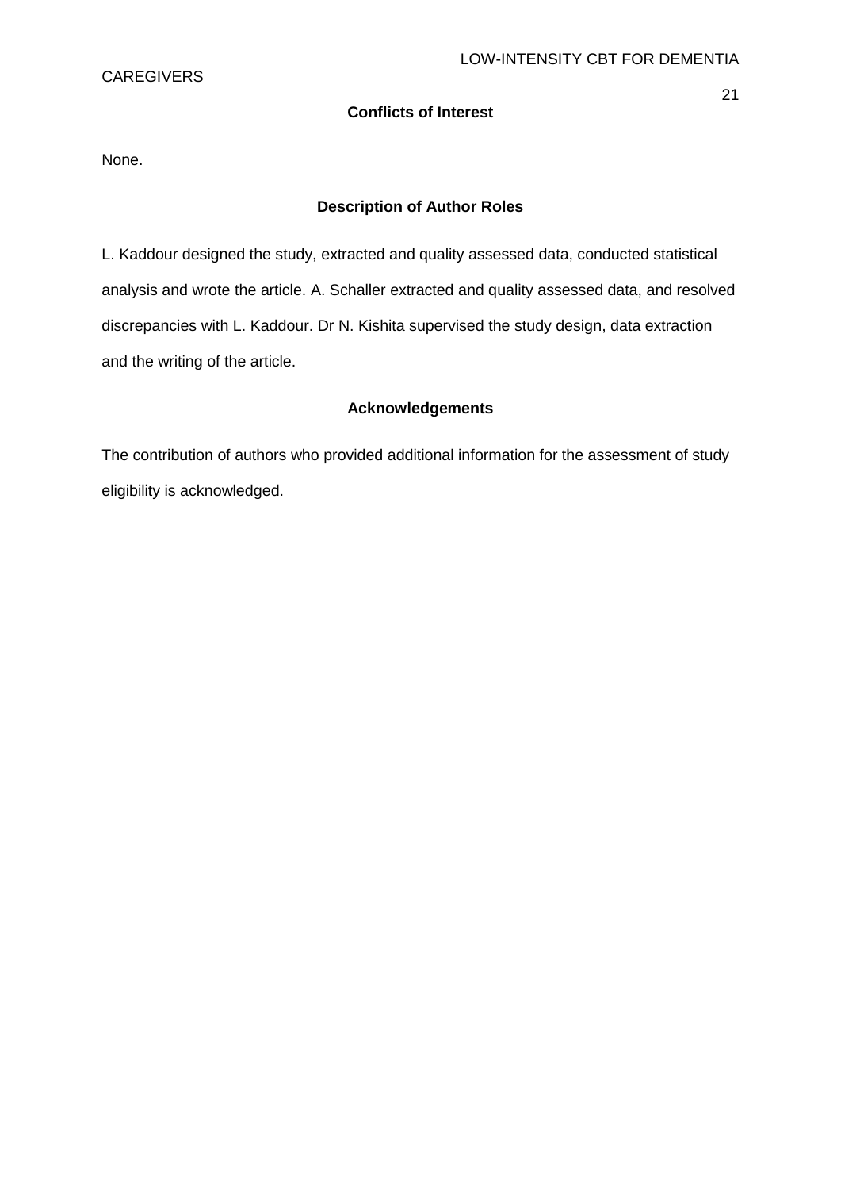## Conflicts of Interest

None.

## Description of Author Roles

L. Kaddour designed the study, extracted and quality assessed data, conducted statistical analysis and wrote the article. A. Schaller extracted and quality assessed data, and resolved discrepancies with L. Kaddour. Dr N. Kishita supervised the study design, data extraction and the writing of the article.

## Acknowledgements

The contribution of authors who provided additional information for the assessment of study eligibility is acknowledged.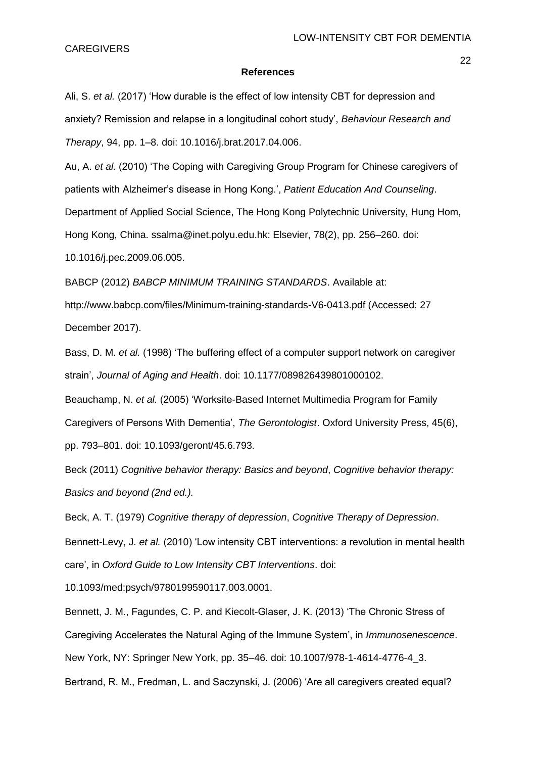**References**

Ali, S. *et al.* (2017) 'How durable is the effect of low intensity CBT for depression and anxiety? Remission and relapse in a longitudinal cohort study', *Behaviour Research and Therapy*, 94, pp. 1–8. doi: 10.1016/j.brat.2017.04.006.

Au, A. *et al.* (2010) 'The Coping with Caregiving Group Program for Chinese caregivers of patients with Alzheimer's disease in Hong Kong.', *Patient Education And Counseling*. Department of Applied Social Science, The Hong Kong Polytechnic University, Hung Hom, Hong Kong, China. ssalma@inet.polyu.edu.hk: Elsevier, 78(2), pp. 256–260. doi: 10.1016/j.pec.2009.06.005.

BABCP (2012) *BABCP MINIMUM TRAINING STANDARDS*. Available at: http://www.babcp.com/files/Minimum-training-standards-V6-0413.pdf (Accessed: 27 December 2017).

Bass, D. M. *et al.* (1998) 'The buffering effect of a computer support network on caregiver strain', *Journal of Aging and Health*. doi: 10.1177/089826439801000102.

Beauchamp, N. *et al.* (2005) 'Worksite-Based Internet Multimedia Program for Family Caregivers of Persons With Dementia', *The Gerontologist*. Oxford University Press, 45(6), pp. 793–801. doi: 10.1093/geront/45.6.793.

Beck (2011) *Cognitive behavior therapy: Basics and beyond*, *Cognitive behavior therapy: Basics and beyond (2nd ed.).*

Beck, A. T. (1979) *Cognitive therapy of depression*, *Cognitive Therapy of Depression*.

Bennett-Levy, J. *et al.* (2010) 'Low intensity CBT interventions: a revolution in mental health care', in *Oxford Guide to Low Intensity CBT Interventions*. doi: 10.1093/med:psych/9780199590117.003.0001.

Bennett, J. M., Fagundes, C. P. and Kiecolt-Glaser, J. K. (2013) 'The Chronic Stress of Caregiving Accelerates the Natural Aging of the Immune System', in *Immunosenescence*. New York, NY: Springer New York, pp. 35–46. doi: 10.1007/978-1-4614-4776-4_3.

Bertrand, R. M., Fredman, L. and Saczynski, J. (2006) 'Are all caregivers created equal?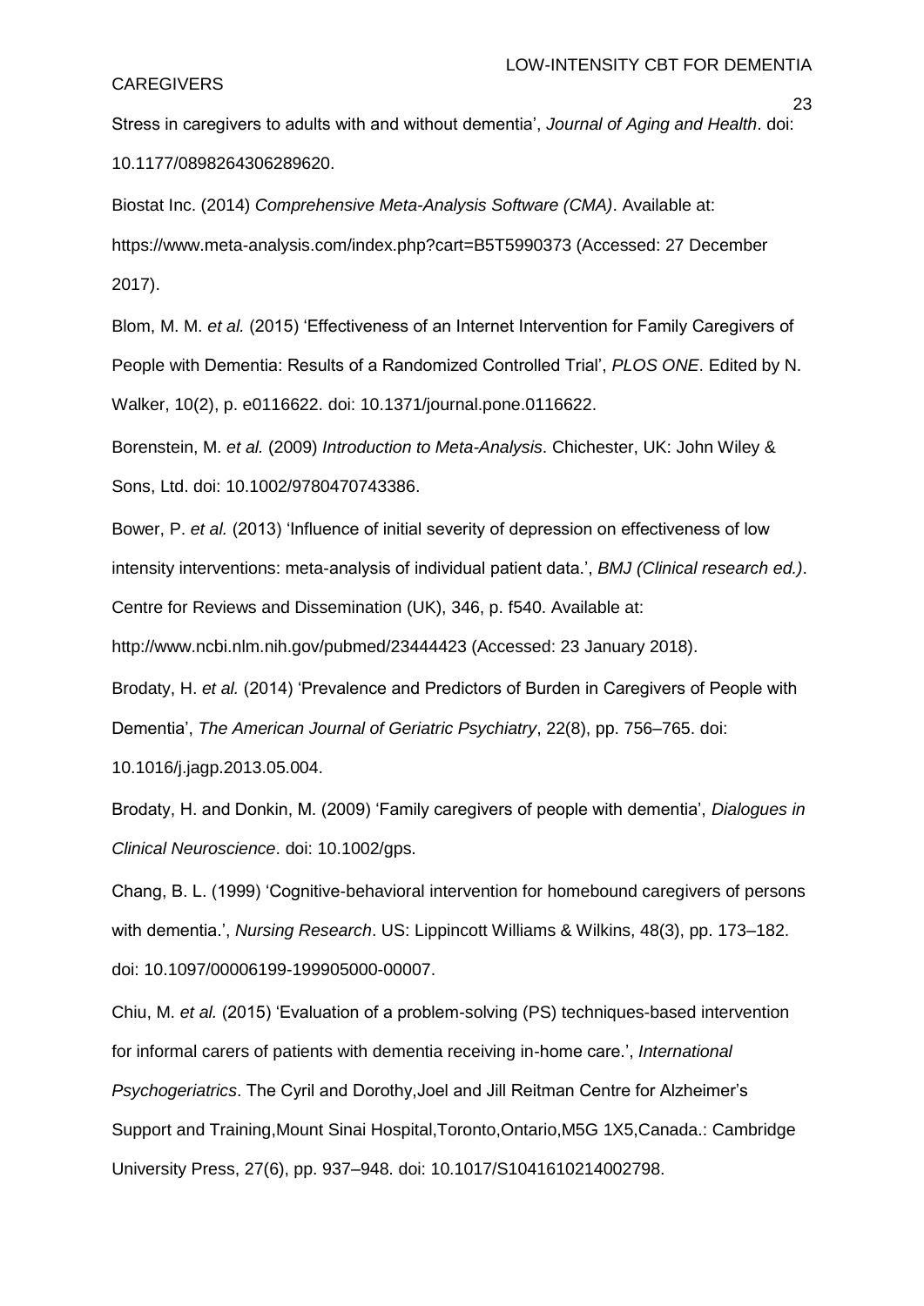Stress in caregivers to adults with and without dementia', *Journal of Aging and Health*. doi: 10.1177/0898264306289620.

Biostat Inc. (2014) *Comprehensive Meta-Analysis Software (CMA)*. Available at: https://www.meta-analysis.com/index.php?cart=B5T5990373 (Accessed: 27 December 2017).

Blom, M. M. *et al.* (2015) 'Effectiveness of an Internet Intervention for Family Caregivers of People with Dementia: Results of a Randomized Controlled Trial', *PLOS ONE*. Edited by N. Walker, 10(2), p. e0116622. doi: 10.1371/journal.pone.0116622.

Borenstein, M. *et al.* (2009) *Introduction to Meta-Analysis*. Chichester, UK: John Wiley & Sons, Ltd. doi: 10.1002/9780470743386.

Bower, P. *et al.* (2013) 'Influence of initial severity of depression on effectiveness of low intensity interventions: meta-analysis of individual patient data.', *BMJ (Clinical research ed.)*. Centre for Reviews and Dissemination (UK), 346, p. f540. Available at: http://www.ncbi.nlm.nih.gov/pubmed/23444423 (Accessed: 23 January 2018).

Brodaty, H. *et al.* (2014) 'Prevalence and Predictors of Burden in Caregivers of People with Dementia', *The American Journal of Geriatric Psychiatry*, 22(8), pp. 756–765. doi: 10.1016/j.jagp.2013.05.004.

Brodaty, H. and Donkin, M. (2009) 'Family caregivers of people with dementia', *Dialogues in Clinical Neuroscience*. doi: 10.1002/gps.

Chang, B. L. (1999) 'Cognitive-behavioral intervention for homebound caregivers of persons with dementia.', *Nursing Research*. US: Lippincott Williams & Wilkins, 48(3), pp. 173–182. doi: 10.1097/00006199-199905000-00007.

Chiu, M. *et al.* (2015) 'Evaluation of a problem-solving (PS) techniques-based intervention for informal carers of patients with dementia receiving in-home care.', *International Psychogeriatrics*. The Cyril and Dorothy,Joel and Jill Reitman Centre for Alzheimer's Support and Training,Mount Sinai Hospital,Toronto,Ontario,M5G 1X5,Canada.: Cambridge University Press, 27(6), pp. 937–948. doi: 10.1017/S1041610214002798.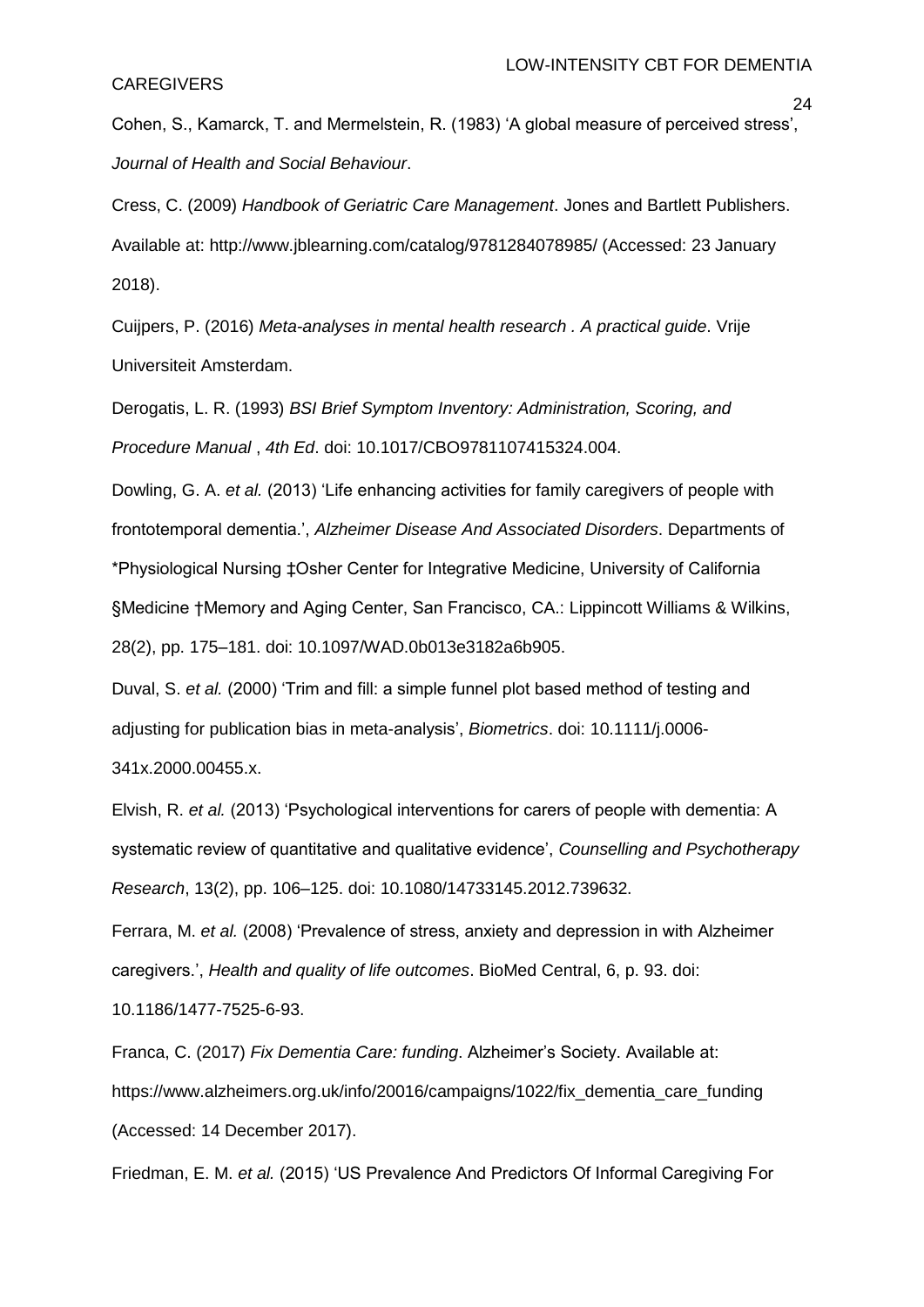Cohen, S., Kamarck, T. and Mermelstein, R. (1983) 'A global measure of perceived stress', *Journal of Health and Social Behaviour*.

Cress, C. (2009) *Handbook of Geriatric Care Management*. Jones and Bartlett Publishers. Available at: http://www.jblearning.com/catalog/9781284078985/ (Accessed: 23 January 2018).

Cuijpers, P. (2016) *Meta-analyses in mental health research . A practical guide*. Vrije Universiteit Amsterdam.

Derogatis, L. R. (1993) *BSI Brief Symptom Inventory: Administration, Scoring, and Procedure Manual* , *4th Ed*. doi: 10.1017/CBO9781107415324.004.

Dowling, G. A. *et al.* (2013) 'Life enhancing activities for family caregivers of people with frontotemporal dementia.', *Alzheimer Disease And Associated Disorders*. Departments of *Physiological Nursing ‡Osher Center for Integrative Medicine, University of California §Medicine †Memory and Aging Center, San Francisco, CA.: Lippincott Williams & Wilkins, 28(2), pp. 175–181. doi: 10.1097/WAD.0b013e3182a6b905.

Duval, S. *et al.* (2000) 'Trim and fill: a simple funnel plot based method of testing and adjusting for publication bias in meta-analysis', *Biometrics*. doi: 10.1111/j.0006-341x.2000.00455.x.

Elvish, R. *et al.* (2013) 'Psychological interventions for carers of people with dementia: A systematic review of quantitative and qualitative evidence', *Counselling and Psychotherapy Research*, 13(2), pp. 106–125. doi: 10.1080/14733145.2012.739632.

Ferrara, M. *et al.* (2008) 'Prevalence of stress, anxiety and depression in with Alzheimer caregivers.', *Health and quality of life outcomes*. BioMed Central, 6, p. 93. doi: 10.1186/1477-7525-6-93.

Franca, C. (2017) *Fix Dementia Care: funding*. Alzheimer's Society. Available at: https://www.alzheimers.org.uk/info/20016/campaigns/1022/fix_dementia_care_funding (Accessed: 14 December 2017).

Friedman, E. M. *et al.* (2015) 'US Prevalence And Predictors Of Informal Caregiving For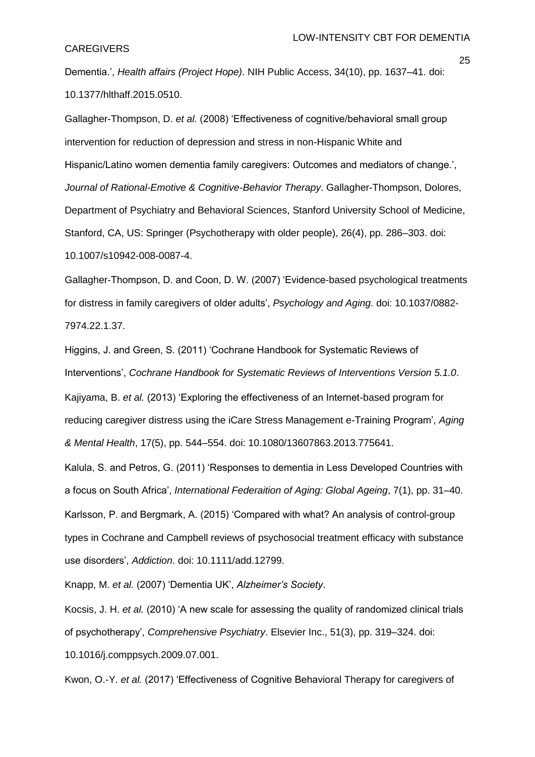Dementia.', *Health affairs (Project Hope)*. NIH Public Access, 34(10), pp. 1637–41. doi: 10.1377/hlthaff.2015.0510.

Gallagher-Thompson, D. *et al.* (2008) 'Effectiveness of cognitive/behavioral small group intervention for reduction of depression and stress in non-Hispanic White and Hispanic/Latino women dementia family caregivers: Outcomes and mediators of change.', *Journal of Rational-Emotive & Cognitive-Behavior Therapy*. Gallagher-Thompson, Dolores, Department of Psychiatry and Behavioral Sciences, Stanford University School of Medicine, Stanford, CA, US: Springer (Psychotherapy with older people), 26(4), pp. 286–303. doi: 10.1007/s10942-008-0087-4.

Gallagher-Thompson, D. and Coon, D. W. (2007) 'Evidence-based psychological treatments for distress in family caregivers of older adults', *Psychology and Aging*. doi: 10.1037/0882-7974.22.1.37.

Higgins, J. and Green, S. (2011) 'Cochrane Handbook for Systematic Reviews of Interventions', *Cochrane Handbook for Systematic Reviews of Interventions Version 5.1.0*.

Kajiyama, B. *et al.* (2013) 'Exploring the effectiveness of an Internet-based program for reducing caregiver distress using the iCare Stress Management e-Training Program', *Aging & Mental Health*, 17(5), pp. 544–554. doi: 10.1080/13607863.2013.775641.

Kalula, S. and Petros, G. (2011) 'Responses to dementia in Less Developed Countries with a focus on South Africa', *International Federaition of Aging: Global Ageing*, 7(1), pp. 31–40.

Karlsson, P. and Bergmark, A. (2015) 'Compared with what? An analysis of control-group types in Cochrane and Campbell reviews of psychosocial treatment efficacy with substance use disorders', *Addiction*. doi: 10.1111/add.12799.

Knapp, M. *et al.* (2007) 'Dementia UK', *Alzheimer's Society*.

Kocsis, J. H. *et al.* (2010) 'A new scale for assessing the quality of randomized clinical trials of psychotherapy', *Comprehensive Psychiatry*. Elsevier Inc., 51(3), pp. 319–324. doi: 10.1016/j.comppsych.2009.07.001.

Kwon, O.-Y. *et al.* (2017) 'Effectiveness of Cognitive Behavioral Therapy for caregivers of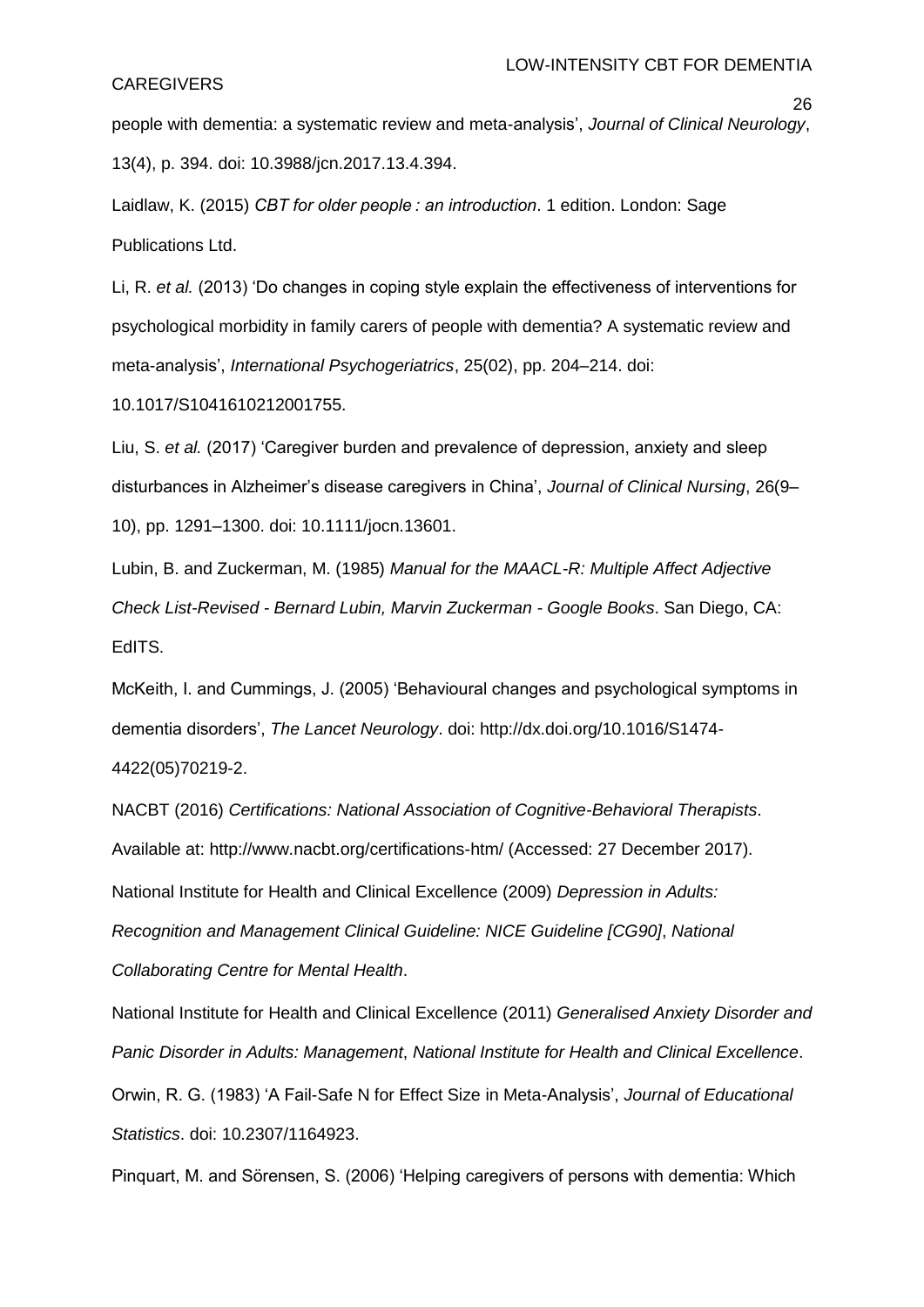people with dementia: a systematic review and meta-analysis', *Journal of Clinical Neurology*, 13(4), p. 394. doi: 10.3988/jcn.2017.13.4.394.

Laidlaw, K. (2015) *CBT for older people : an introduction*. 1 edition. London: Sage Publications Ltd.

Li, R. *et al.* (2013) 'Do changes in coping style explain the effectiveness of interventions for psychological morbidity in family carers of people with dementia? A systematic review and meta-analysis', *International Psychogeriatrics*, 25(02), pp. 204–214. doi: 10.1017/S1041610212001755.

Liu, S. *et al.* (2017) 'Caregiver burden and prevalence of depression, anxiety and sleep disturbances in Alzheimer's disease caregivers in China', *Journal of Clinical Nursing*, 26(9–10), pp. 1291–1300. doi: 10.1111/jocn.13601.

Lubin, B. and Zuckerman, M. (1985) *Manual for the MAACL-R: Multiple Affect Adjective Check List-Revised - Bernard Lubin, Marvin Zuckerman - Google Books*. San Diego, CA: EdITS.

McKeith, I. and Cummings, J. (2005) 'Behavioural changes and psychological symptoms in dementia disorders', *The Lancet Neurology*. doi: http://dx.doi.org/10.1016/S1474-4422(05)70219-2.

NACBT (2016) *Certifications: National Association of Cognitive-Behavioral Therapists*. Available at: http://www.nacbt.org/certifications-htm/ (Accessed: 27 December 2017).

National Institute for Health and Clinical Excellence (2009) *Depression in Adults: Recognition and Management Clinical Guideline: NICE Guideline [CG90]*, *National Collaborating Centre for Mental Health*.

National Institute for Health and Clinical Excellence (2011) *Generalised Anxiety Disorder and Panic Disorder in Adults: Management*, *National Institute for Health and Clinical Excellence*.

Orwin, R. G. (1983) 'A Fail-Safe N for Effect Size in Meta-Analysis', *Journal of Educational Statistics*. doi: 10.2307/1164923.

Pinquart, M. and Sörensen, S. (2006) 'Helping caregivers of persons with dementia: Which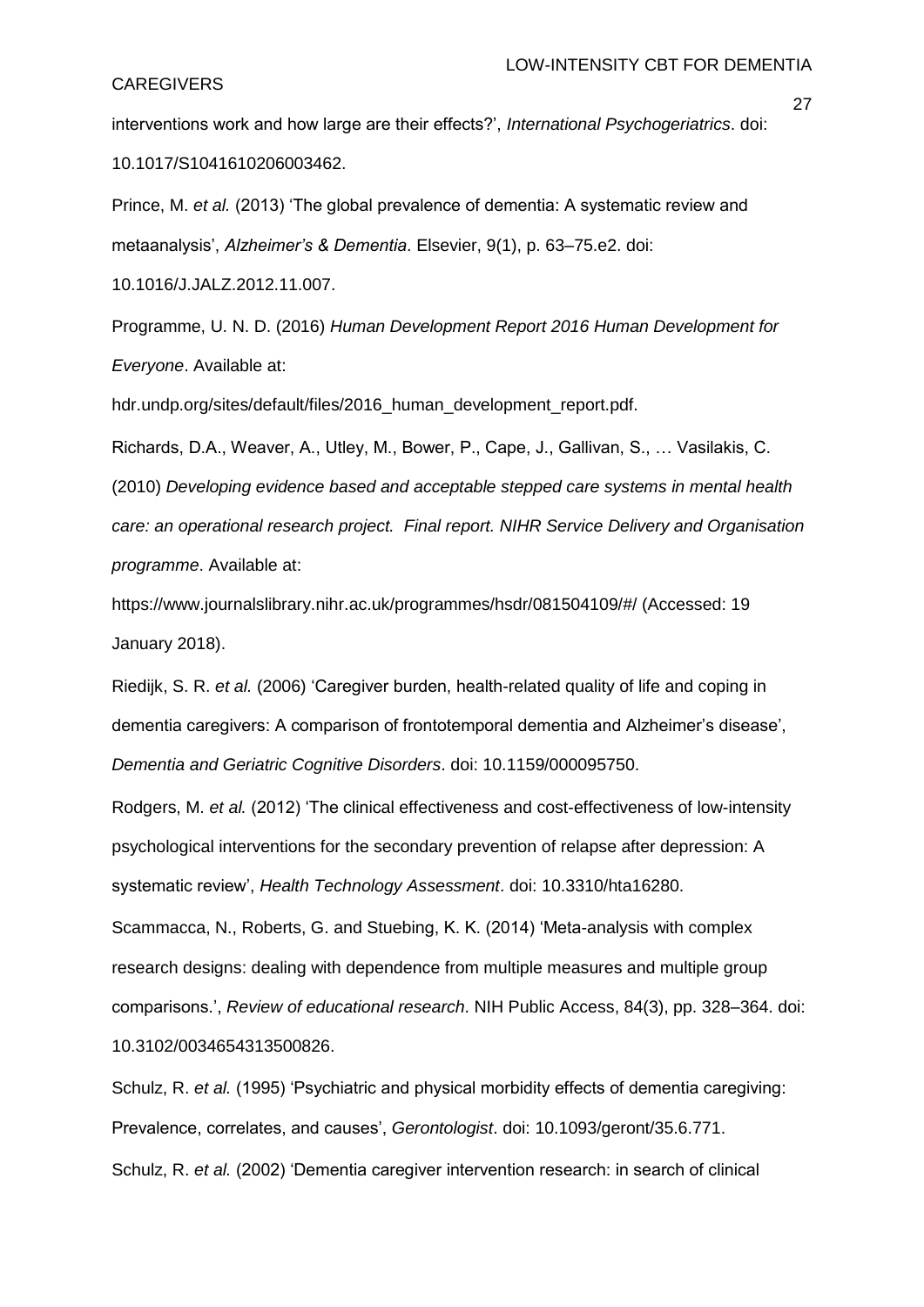interventions work and how large are their effects?', *International Psychogeriatrics*. doi: 10.1017/S1041610206003462.

Prince, M. *et al.* (2013) 'The global prevalence of dementia: A systematic review and metaanalysis', *Alzheimer's & Dementia*. Elsevier, 9(1), p. 63–75.e2. doi: 10.1016/J.JALZ.2012.11.007.

Programme, U. N. D. (2016) *Human Development Report 2016 Human Development for Everyone*. Available at: hdr.undp.org/sites/default/files/2016_human_development_report.pdf.

Richards, D.A., Weaver, A., Utley, M., Bower, P., Cape, J., Gallivan, S., … Vasilakis, C. (2010) *Developing evidence based and acceptable stepped care systems in mental health care: an operational research project. Final report. NIHR Service Delivery and Organisation programme*. Available at: https://www.journalslibrary.nihr.ac.uk/programmes/hsdr/081504109/#/ (Accessed: 19 January 2018).

Riedijk, S. R. *et al.* (2006) 'Caregiver burden, health-related quality of life and coping in dementia caregivers: A comparison of frontotemporal dementia and Alzheimer's disease', *Dementia and Geriatric Cognitive Disorders*. doi: 10.1159/000095750.

Rodgers, M. *et al.* (2012) 'The clinical effectiveness and cost-effectiveness of low-intensity psychological interventions for the secondary prevention of relapse after depression: A systematic review', *Health Technology Assessment*. doi: 10.3310/hta16280.

Scammacca, N., Roberts, G. and Stuebing, K. K. (2014) 'Meta-analysis with complex research designs: dealing with dependence from multiple measures and multiple group comparisons.', *Review of educational research*. NIH Public Access, 84(3), pp. 328–364. doi: 10.3102/0034654313500826.

Schulz, R. *et al.* (1995) 'Psychiatric and physical morbidity effects of dementia caregiving: Prevalence, correlates, and causes', *Gerontologist*. doi: 10.1093/geront/35.6.771.

Schulz, R. *et al.* (2002) 'Dementia caregiver intervention research: in search of clinical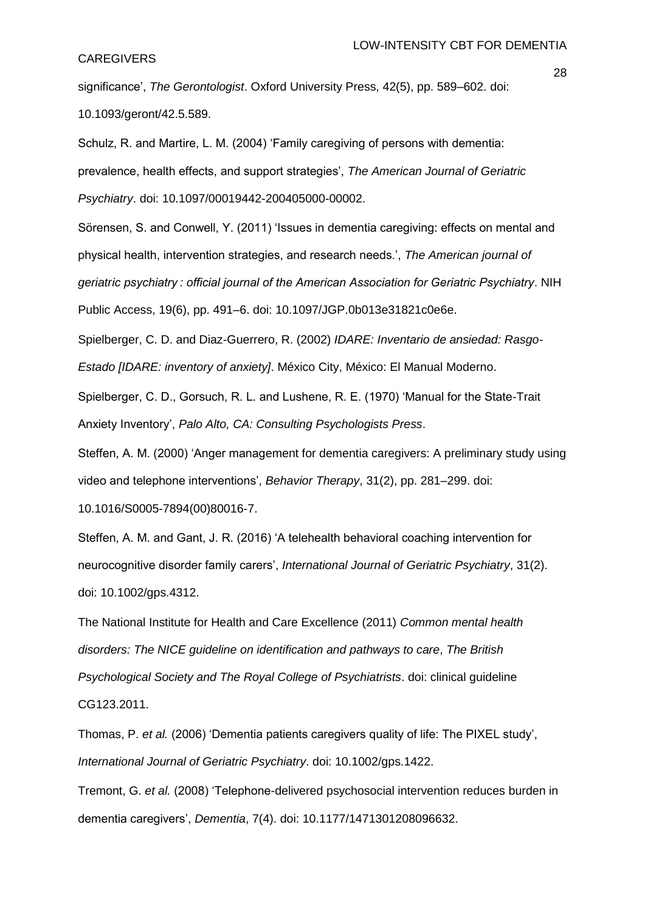significance', *The Gerontologist*. Oxford University Press, 42(5), pp. 589–602. doi: 10.1093/geront/42.5.589.

Schulz, R. and Martire, L. M. (2004) 'Family caregiving of persons with dementia: prevalence, health effects, and support strategies', *The American Journal of Geriatric Psychiatry*. doi: 10.1097/00019442-200405000-00002.

Sörensen, S. and Conwell, Y. (2011) 'Issues in dementia caregiving: effects on mental and physical health, intervention strategies, and research needs.', *The American journal of geriatric psychiatry : official journal of the American Association for Geriatric Psychiatry*. NIH Public Access, 19(6), pp. 491–6. doi: 10.1097/JGP.0b013e31821c0e6e.

Spielberger, C. D. and Diaz-Guerrero, R. (2002) *IDARE: Inventario de ansiedad: Rasgo-Estado [IDARE: inventory of anxiety]*. México City, México: El Manual Moderno.

Spielberger, C. D., Gorsuch, R. L. and Lushene, R. E. (1970) 'Manual for the State-Trait Anxiety Inventory', *Palo Alto, CA: Consulting Psychologists Press*.

Steffen, A. M. (2000) 'Anger management for dementia caregivers: A preliminary study using video and telephone interventions', *Behavior Therapy*, 31(2), pp. 281–299. doi: 10.1016/S0005-7894(00)80016-7.

Steffen, A. M. and Gant, J. R. (2016) 'A telehealth behavioral coaching intervention for neurocognitive disorder family carers', *International Journal of Geriatric Psychiatry*, 31(2). doi: 10.1002/gps.4312.

The National Institute for Health and Care Excellence (2011) *Common mental health disorders: The NICE guideline on identification and pathways to care*, *The British Psychological Society and The Royal College of Psychiatrists*. doi: clinical guideline CG123.2011.

Thomas, P. *et al.* (2006) 'Dementia patients caregivers quality of life: The PIXEL study', *International Journal of Geriatric Psychiatry*. doi: 10.1002/gps.1422.

Tremont, G. *et al.* (2008) 'Telephone-delivered psychosocial intervention reduces burden in dementia caregivers', *Dementia*, 7(4). doi: 10.1177/1471301208096632.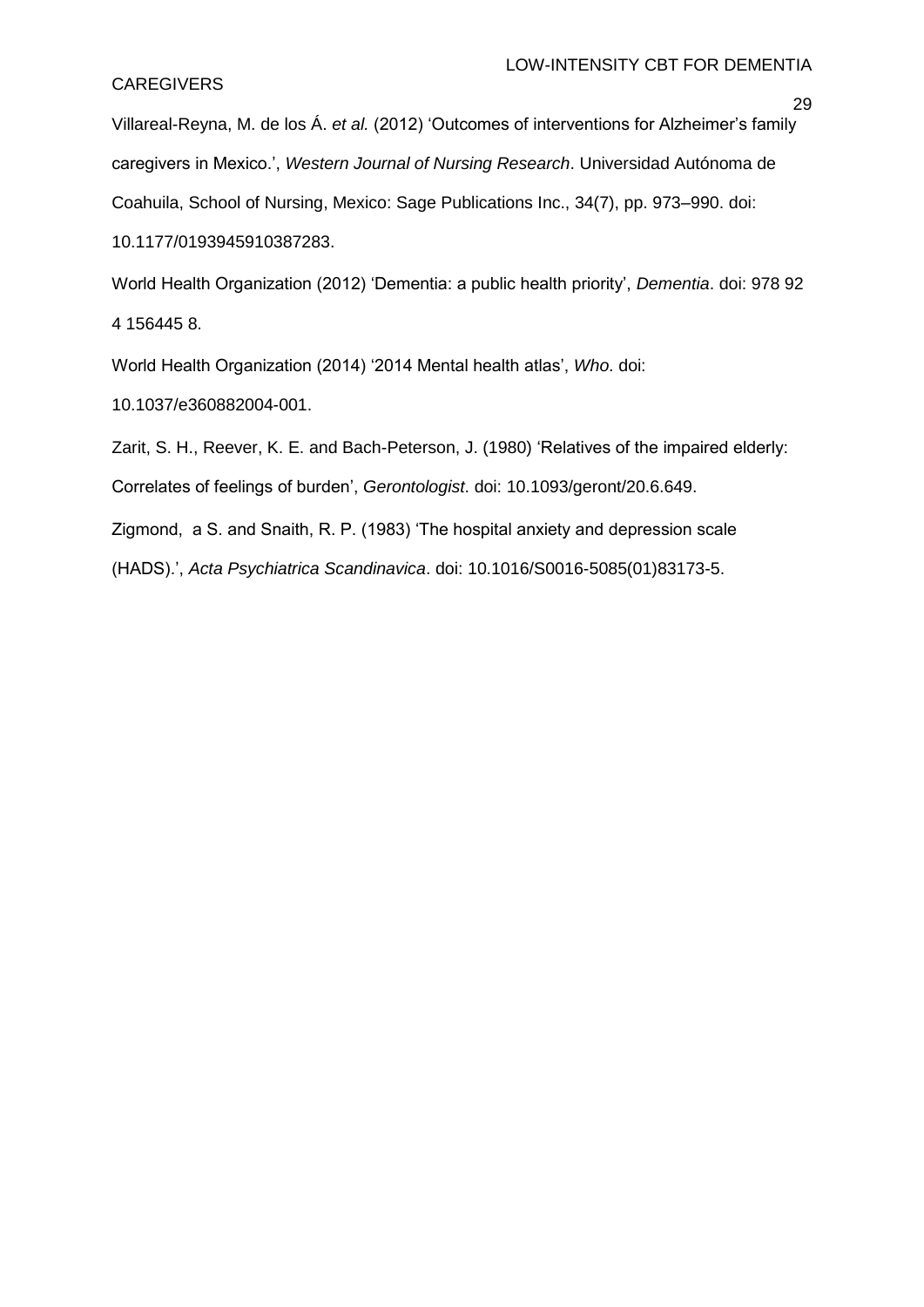Villareal-Reyna, M. de los Á. *et al.* (2012) 'Outcomes of interventions for Alzheimer's family caregivers in Mexico.', *Western Journal of Nursing Research*. Universidad Autónoma de Coahuila, School of Nursing, Mexico: Sage Publications Inc., 34(7), pp. 973–990. doi: 10.1177/0193945910387283.

World Health Organization (2012) 'Dementia: a public health priority', *Dementia*. doi: 978 92 4 156445 8.

World Health Organization (2014) '2014 Mental health atlas', *Who*. doi: 10.1037/e360882004-001.

Zarit, S. H., Reever, K. E. and Bach-Peterson, J. (1980) 'Relatives of the impaired elderly: Correlates of feelings of burden', *Gerontologist*. doi: 10.1093/geront/20.6.649.

Zigmond, a S. and Snaith, R. P. (1983) 'The hospital anxiety and depression scale (HADS).', *Acta Psychiatrica Scandinavica*. doi: 10.1016/S0016-5085(01)83173-5.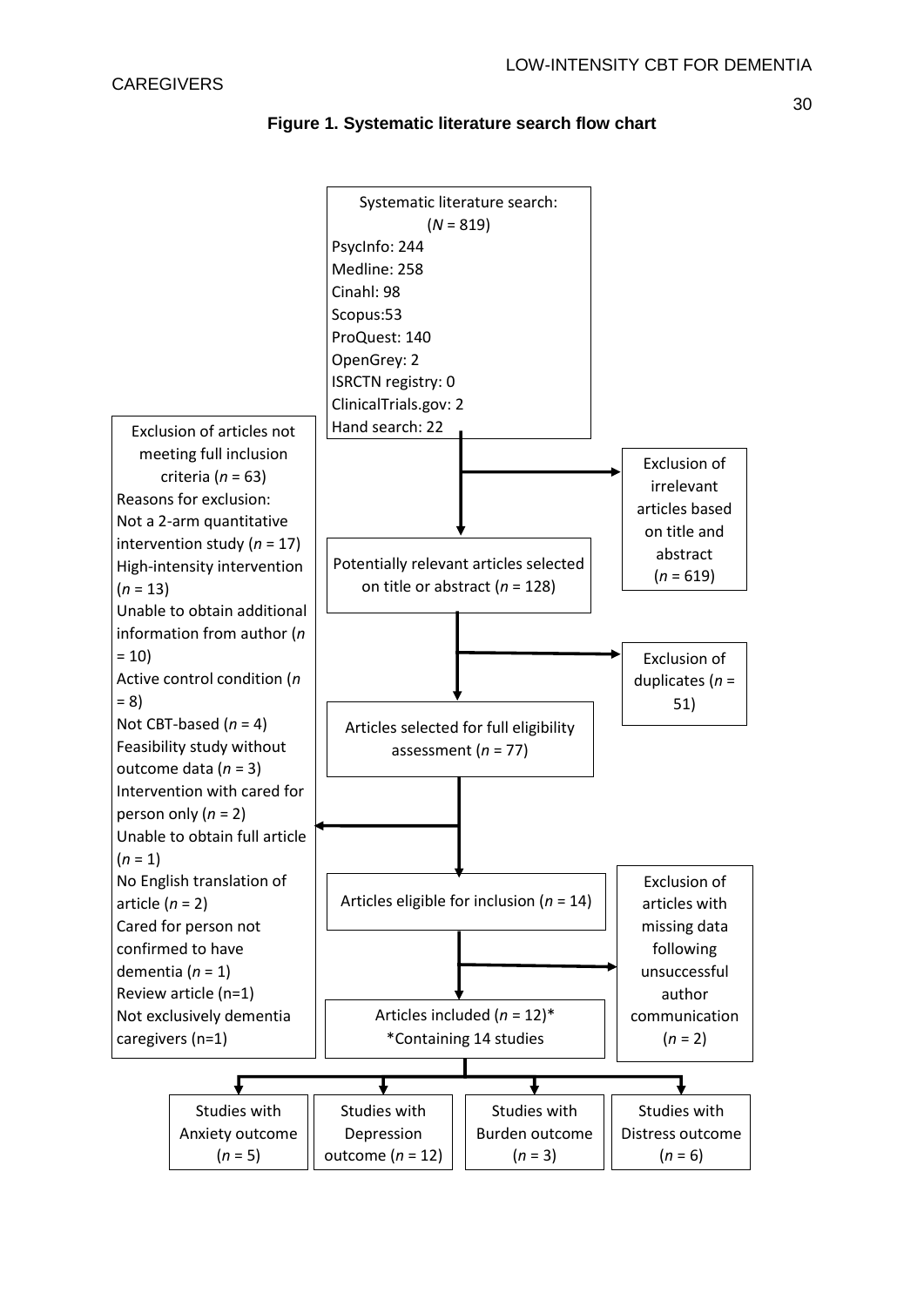**Figure 1. Systematic literature search flow chart**

Systematic literature search:
($N$ = 819)
PsycInfo: 244
Medline: 258
Cinahl: 98
Scopus:53
ProQuest: 140
OpenGrey: 2
ISRCTN registry: 0
ClinicalTrials.gov: 2
Hand search: 22

Exclusion of irrelevant articles based on title and abstract ($n$ = 619)

Potentially relevant articles selected on title or abstract ($n$ = 128)

Exclusion of duplicates ($n$ = 51)

Articles selected for full eligibility assessment ($n$ = 77)

Exclusion of articles not meeting full inclusion criteria ($n$ = 63)
Reasons for exclusion:
Not a 2-arm quantitative intervention study ($n$ = 17)
High-intensity intervention ($n$ = 13)
Unable to obtain additional information from author ($n$ = 10)
Active control condition ($n$ = 8)
Not CBT-based ($n$ = 4)
Feasibility study without outcome data ($n$ = 3)
Intervention with cared for person only ($n$ = 2)
Unable to obtain full article ($n$ = 1)
No English translation of article ($n$ = 2)
Cared for person not confirmed to have dementia ($n$ = 1)
Review article (n=1)
Not exclusively dementia caregivers (n=1)

Articles eligible for inclusion ($n$ = 14)

Exclusion of articles with missing data following unsuccessful author communication ($n$ = 2)

Articles included ($n$ = 12)*
*Containing 14 studies

Studies with Anxiety outcome ($n$ = 5)

Studies with Depression outcome ($n$ = 12)

Studies with Burden outcome ($n$ = 3)

Studies with Distress outcome ($n$ = 6)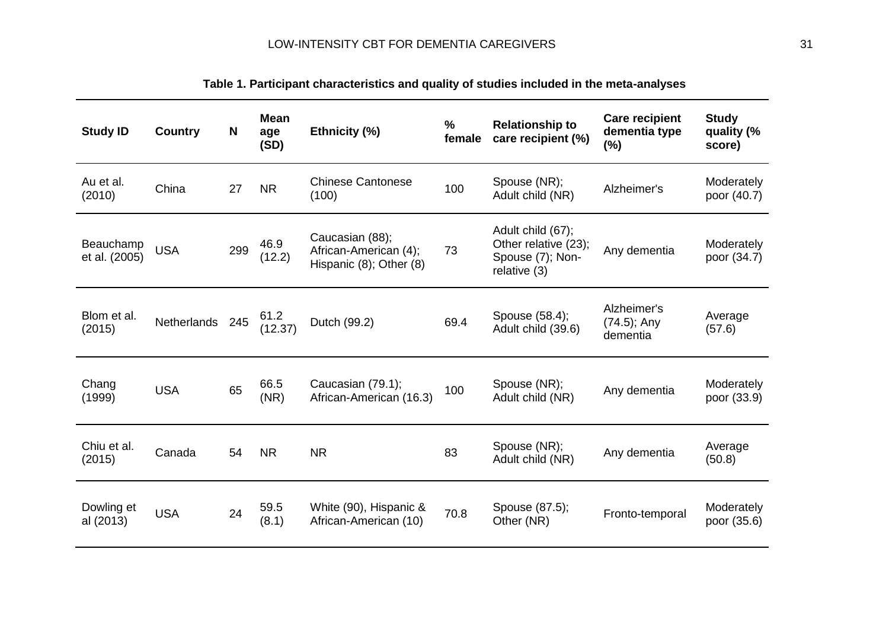**Table 1. Participant characteristics and quality of studies included in the meta-analyses**

| Study ID | Country | N | Mean age (SD) | Ethnicity (%) | % female | Relationship to care recipient (%) | Care recipient dementia type (%) | Study quality (% score) |
|---|---|---|---|---|---|---|---|---|
| Au et al. (2010) | China | 27 | NR | Chinese Cantonese (100) | 100 | Spouse (NR); Adult child (NR) | Alzheimer's | Moderately poor (40.7) |
| Beauchamp et al. (2005) | USA | 299 | 46.9 (12.2) | Caucasian (88); African-American (4); Hispanic (8); Other (8) | 73 | Adult child (67); Other relative (23); Spouse (7); Non-relative (3) | Any dementia | Moderately poor (34.7) |
| Blom et al. (2015) | Netherlands | 245 | 61.2 (12.37) | Dutch (99.2) | 69.4 | Spouse (58.4); Adult child (39.6) | Alzheimer's (74.5); Any dementia | Average (57.6) |
| Chang (1999) | USA | 65 | 66.5 (NR) | Caucasian (79.1); African-American (16.3) | 100 | Spouse (NR); Adult child (NR) | Any dementia | Moderately poor (33.9) |
| Chiu et al. (2015) | Canada | 54 | NR | NR | 83 | Spouse (NR); Adult child (NR) | Any dementia | Average (50.8) |
| Dowling et al (2013) | USA | 24 | 59.5 (8.1) | White (90), Hispanic & African-American (10) | 70.8 | Spouse (87.5); Other (NR) | Fronto-temporal | Moderately poor (35.6) |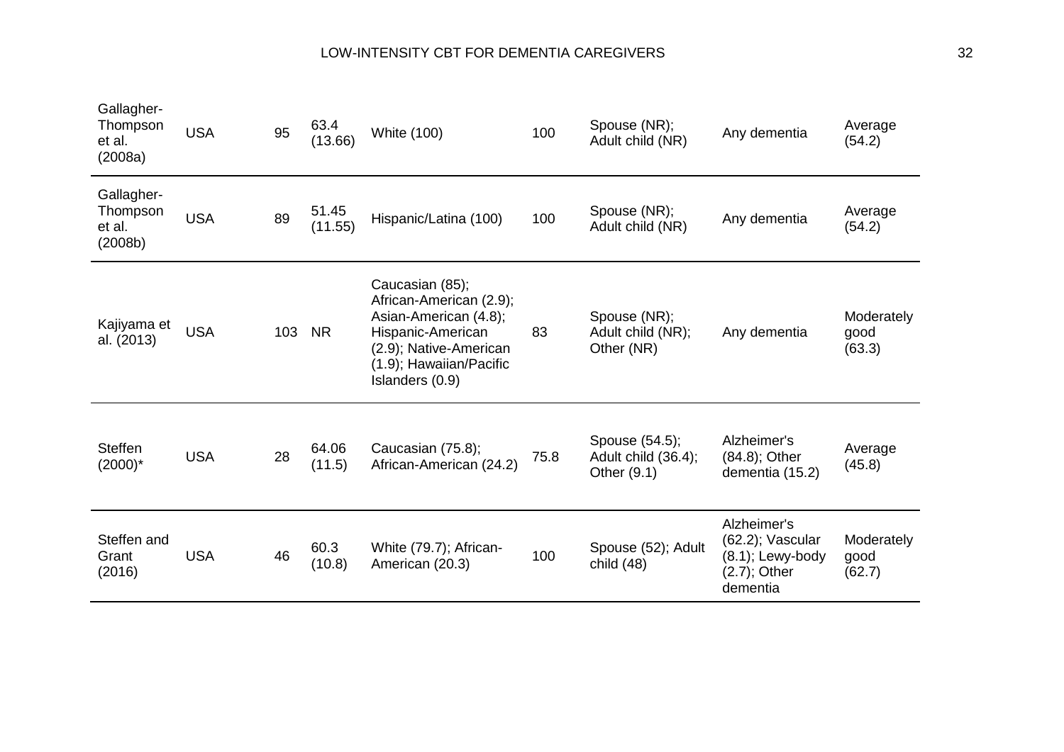| | | | | | | | | |
|---|---|---|---|---|---|---|---|---|
| Gallagher-Thompson et al. (2008a) | USA | 95 | 63.4 (13.66) | White (100) | 100 | Spouse (NR); Adult child (NR) | Any dementia | Average (54.2) |
| Gallagher-Thompson et al. (2008b) | USA | 89 | 51.45 (11.55) | Hispanic/Latina (100) | 100 | Spouse (NR); Adult child (NR) | Any dementia | Average (54.2) |
| Kajiyama et al. (2013) | USA | 103 | NR | Caucasian (85); African-American (2.9); Asian-American (4.8); Hispanic-American (2.9); Native-American (1.9); Hawaiian/Pacific Islanders (0.9) | 83 | Spouse (NR); Adult child (NR); Other (NR) | Any dementia | Moderately good (63.3) |
| Steffen (2000)* | USA | 28 | 64.06 (11.5) | Caucasian (75.8); African-American (24.2) | 75.8 | Spouse (54.5); Adult child (36.4); Other (9.1) | Alzheimer's (84.8); Other dementia (15.2) | Average (45.8) |
| Steffen and Grant (2016) | USA | 46 | 60.3 (10.8) | White (79.7); African-American (20.3) | 100 | Spouse (52); Adult child (48) | Alzheimer's (62.2); Vascular (8.1); Lewy-body (2.7); Other dementia | Moderately good (62.7) |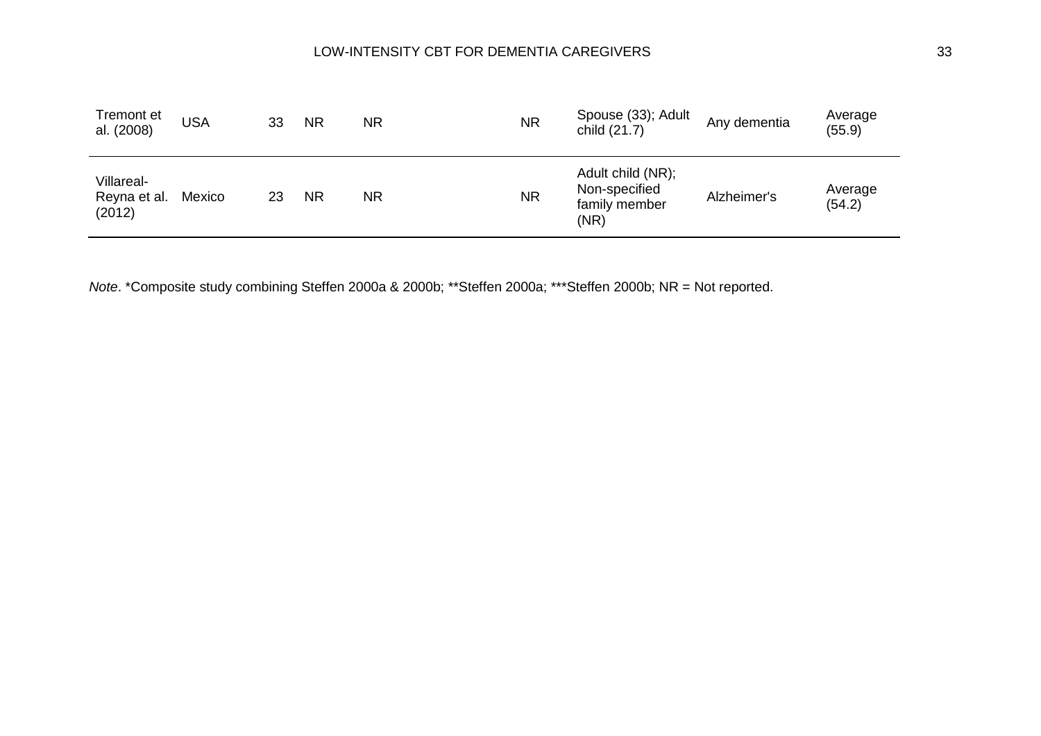| | | | | | | | | |
|---|---|---|---|---|---|---|---|---|
| Tremont et al. (2008) | USA | 33 | NR | NR | NR | Spouse (33); Adult child (21.7) | Any dementia | Average (55.9) |
| Villareal-Reyna et al. (2012) | Mexico | 23 | NR | NR | NR | Adult child (NR); Non-specified family member (NR) | Alzheimer's | Average (54.2) |

*Note*. *Composite study combining Steffen 2000a & 2000b; **Steffen 2000a; ***Steffen 2000b; NR = Not reported.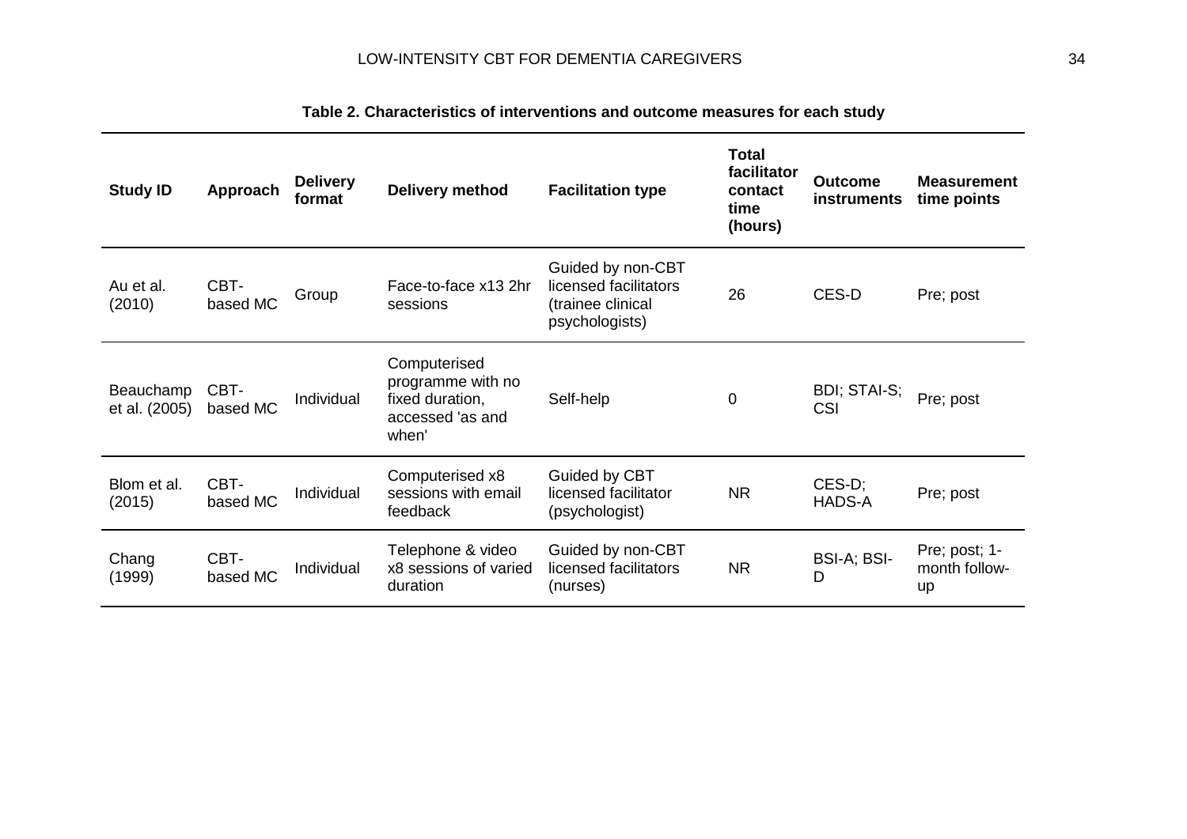**Table 2. Characteristics of interventions and outcome measures for each study**

| Study ID | Approach | Delivery format | Delivery method | Facilitation type | Total facilitator contact time (hours) | Outcome instruments | Measurement time points |
|---|---|---|---|---|---|---|---|
| Au et al. (2010) | CBT-based MC | Group | Face-to-face x13 2hr sessions | Guided by non-CBT licensed facilitators (trainee clinical psychologists) | 26 | CES-D | Pre; post |
| Beauchamp et al. (2005) | CBT-based MC | Individual | Computerised programme with no fixed duration, accessed 'as and when' | Self-help | 0 | BDI; STAI-S; CSI | Pre; post |
| Blom et al. (2015) | CBT-based MC | Individual | Computerised x8 sessions with email feedback | Guided by CBT licensed facilitator (psychologist) | NR | CES-D; HADS-A | Pre; post |
| Chang (1999) | CBT-based MC | Individual | Telephone & video x8 sessions of varied duration | Guided by non-CBT licensed facilitators (nurses) | NR | BSI-A; BSI-D | Pre; post; 1-month follow-up |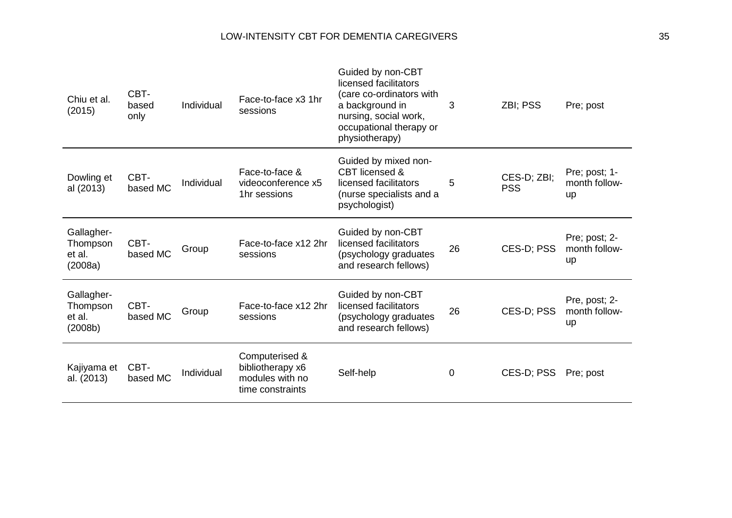| | | | | | | | |
|---|---|---|---|---|---|---|---|
| Chiu et al. (2015) | CBT-based only | Individual | Face-to-face x3 1hr sessions | Guided by non-CBT licensed facilitators (care co-ordinators with a background in nursing, social work, occupational therapy or physiotherapy) | 3 | ZBI; PSS | Pre; post |
| Dowling et al (2013) | CBT-based MC | Individual | Face-to-face & videoconference x5 1hr sessions | Guided by mixed non-CBT licensed & licensed facilitators (nurse specialists and a psychologist) | 5 | CES-D; ZBI; PSS | Pre; post; 1-month follow-up |
| Gallagher-Thompson et al. (2008a) | CBT-based MC | Group | Face-to-face x12 2hr sessions | Guided by non-CBT licensed facilitators (psychology graduates and research fellows) | 26 | CES-D; PSS | Pre; post; 2-month follow-up |
| Gallagher-Thompson et al. (2008b) | CBT-based MC | Group | Face-to-face x12 2hr sessions | Guided by non-CBT licensed facilitators (psychology graduates and research fellows) | 26 | CES-D; PSS | Pre, post; 2-month follow-up |
| Kajiyama et al. (2013) | CBT-based MC | Individual | Computerised & bibliotherapy x6 modules with no time constraints | Self-help | 0 | CES-D; PSS | Pre; post |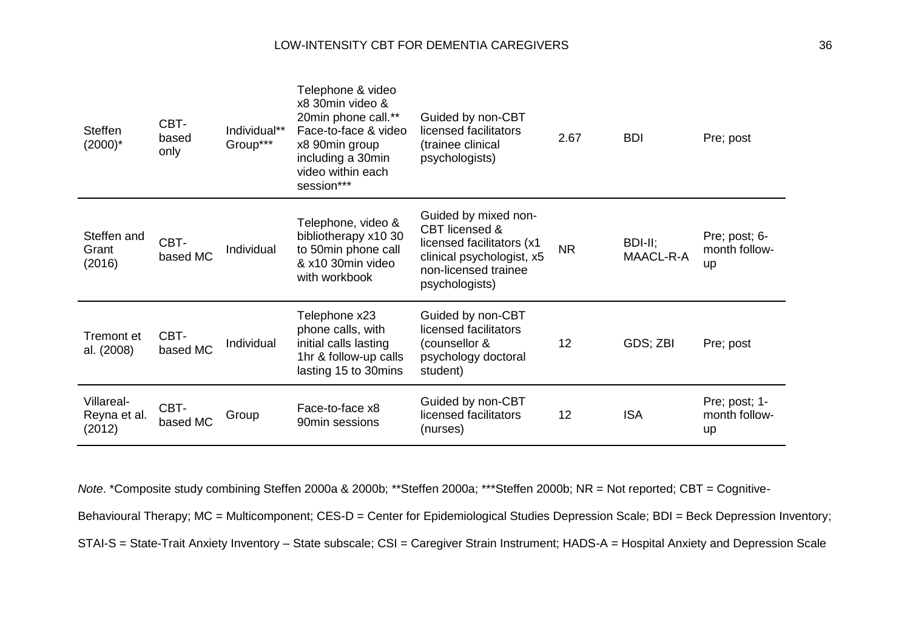| | | | | | | | |
|---|---|---|---|---|---|---|---|
| Steffen (2000)* | CBT-based only | Individual** Group*** | Telephone & video x8 30min video & 20min phone call.** Face-to-face & video x8 90min group including a 30min video within each session*** | Guided by non-CBT licensed facilitators (trainee clinical psychologists) | 2.67 | BDI | Pre; post |
| Steffen and Grant (2016) | CBT-based MC | Individual | Telephone, video & bibliotherapy x10 30 to 50min phone call & x10 30min video with workbook | Guided by mixed non-CBT licensed & licensed facilitators (x1 clinical psychologist, x5 non-licensed trainee psychologists) | NR | BDI-II; MAACL-R-A | Pre; post; 6-month follow-up |
| Tremont et al. (2008) | CBT-based MC | Individual | Telephone x23 phone calls, with initial calls lasting 1hr & follow-up calls lasting 15 to 30mins | Guided by non-CBT licensed facilitators (counsellor & psychology doctoral student) | 12 | GDS; ZBI | Pre; post |
| Villareal-Reyna et al. (2012) | CBT-based MC | Group | Face-to-face x8 90min sessions | Guided by non-CBT licensed facilitators (nurses) | 12 | ISA | Pre; post; 1-month follow-up |

*Note*. *Composite study combining Steffen 2000a & 2000b; **Steffen 2000a; ***Steffen 2000b; NR = Not reported; CBT = Cognitive-Behavioural Therapy; MC = Multicomponent; CES-D = Center for Epidemiological Studies Depression Scale; BDI = Beck Depression Inventory; STAI-S = State-Trait Anxiety Inventory – State subscale; CSI = Caregiver Strain Instrument; HADS-A = Hospital Anxiety and Depression Scale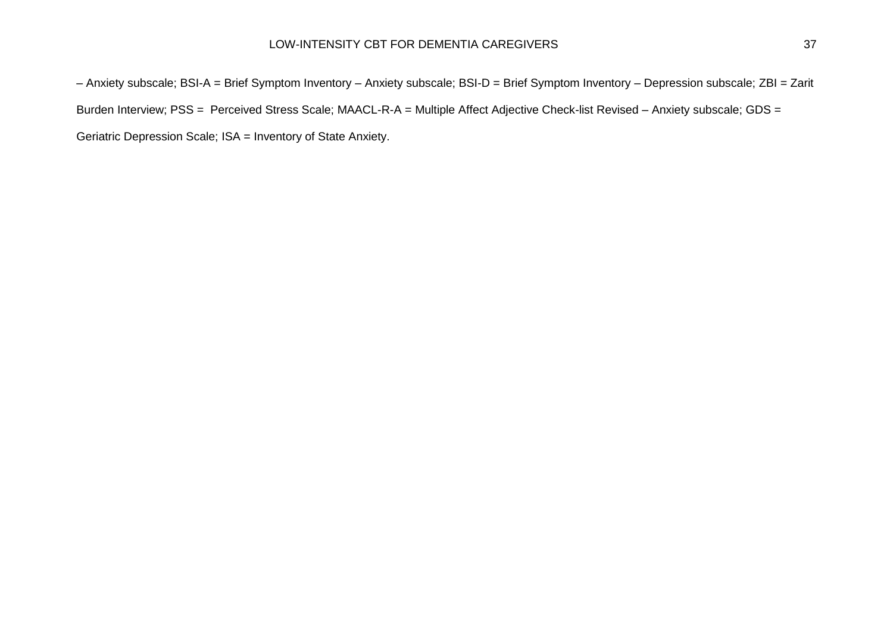– Anxiety subscale; BSI-A = Brief Symptom Inventory – Anxiety subscale; BSI-D = Brief Symptom Inventory – Depression subscale; ZBI = Zarit Burden Interview; PSS = Perceived Stress Scale; MAACL-R-A = Multiple Affect Adjective Check-list Revised – Anxiety subscale; GDS = Geriatric Depression Scale; ISA = Inventory of State Anxiety.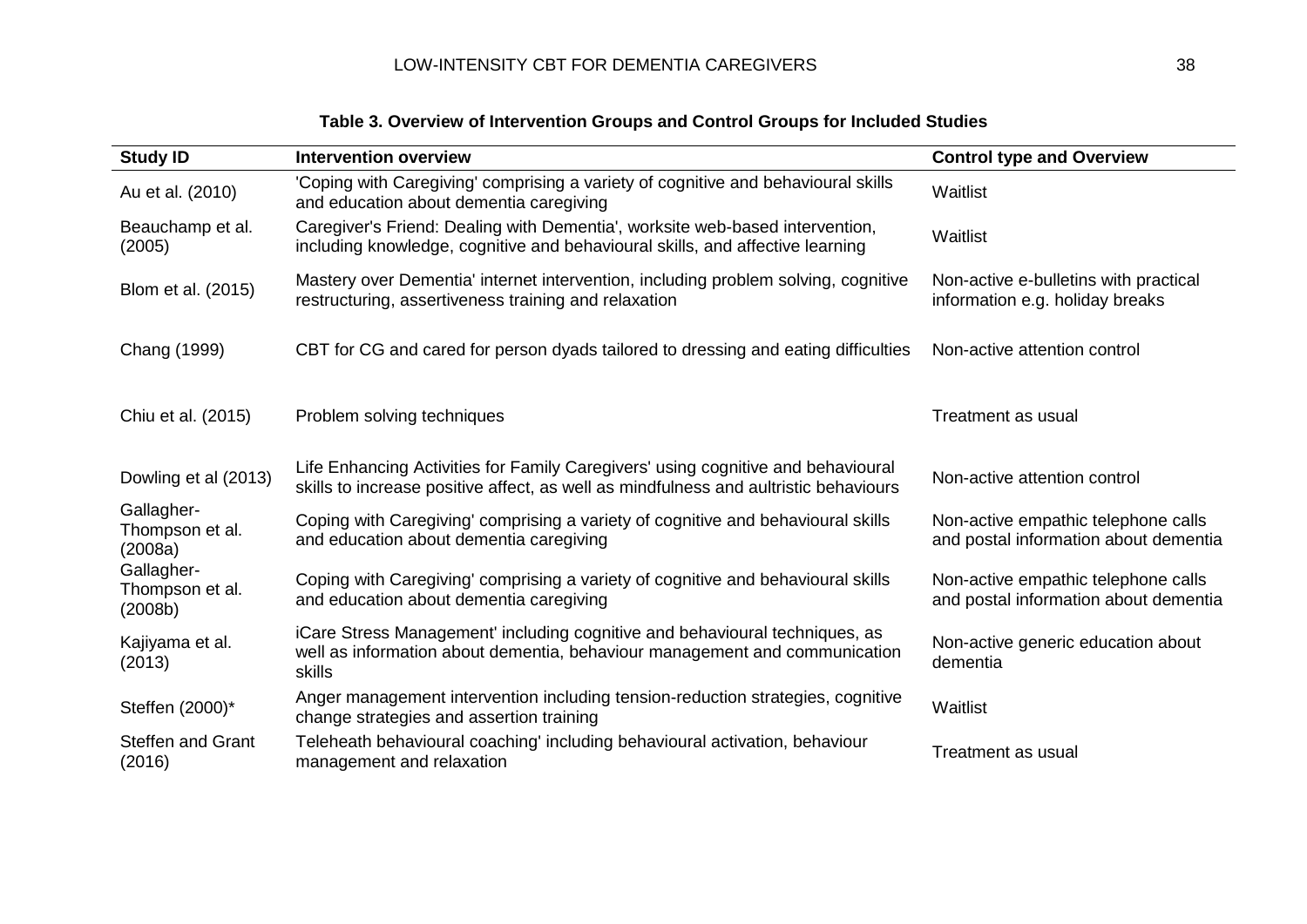**Table 3. Overview of Intervention Groups and Control Groups for Included Studies**

| Study ID | Intervention overview | Control type and Overview |
|---|---|---|
| Au et al. (2010) | 'Coping with Caregiving' comprising a variety of cognitive and behavioural skills and education about dementia caregiving | Waitlist |
| Beauchamp et al. (2005) | Caregiver's Friend: Dealing with Dementia', worksite web-based intervention, including knowledge, cognitive and behavioural skills, and affective learning | Waitlist |
| Blom et al. (2015) | Mastery over Dementia' internet intervention, including problem solving, cognitive restructuring, assertiveness training and relaxation | Non-active e-bulletins with practical information e.g. holiday breaks |
| Chang (1999) | CBT for CG and cared for person dyads tailored to dressing and eating difficulties | Non-active attention control |
| Chiu et al. (2015) | Problem solving techniques | Treatment as usual |
| Dowling et al (2013) | Life Enhancing Activities for Family Caregivers' using cognitive and behavioural skills to increase positive affect, as well as mindfulness and aultristic behaviours | Non-active attention control |
| Gallagher-Thompson et al. (2008a) | Coping with Caregiving' comprising a variety of cognitive and behavioural skills and education about dementia caregiving | Non-active empathic telephone calls and postal information about dementia |
| Gallagher-Thompson et al. (2008b) | Coping with Caregiving' comprising a variety of cognitive and behavioural skills and education about dementia caregiving | Non-active empathic telephone calls and postal information about dementia |
| Kajiyama et al. (2013) | iCare Stress Management' including cognitive and behavioural techniques, as well as information about dementia, behaviour management and communication skills | Non-active generic education about dementia |
| Steffen (2000)* | Anger management intervention including tension-reduction strategies, cognitive change strategies and assertion training | Waitlist |
| Steffen and Grant (2016) | Teleheath behavioural coaching' including behavioural activation, behaviour management and relaxation | Treatment as usual |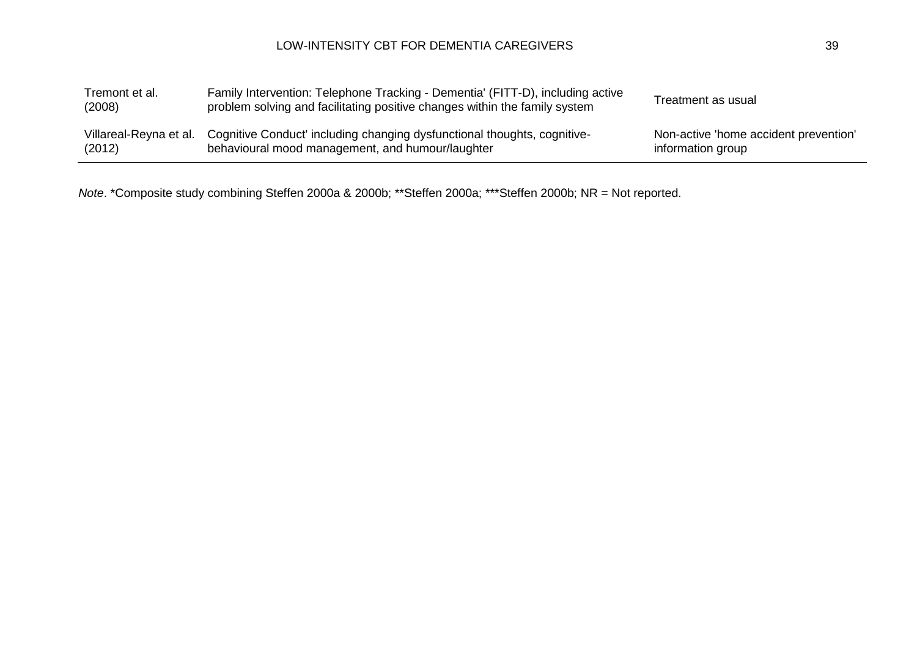| | | |
|---|---|---|
| Tremont et al. (2008) | Family Intervention: Telephone Tracking - Dementia' (FITT-D), including active problem solving and facilitating positive changes within the family system | Treatment as usual |
| Villareal-Reyna et al. (2012) | Cognitive Conduct' including changing dysfunctional thoughts, cognitive-behavioural mood management, and humour/laughter | Non-active 'home accident prevention' information group |

*Note*. *Composite study combining Steffen 2000a & 2000b; **Steffen 2000a; ***Steffen 2000b; NR = Not reported.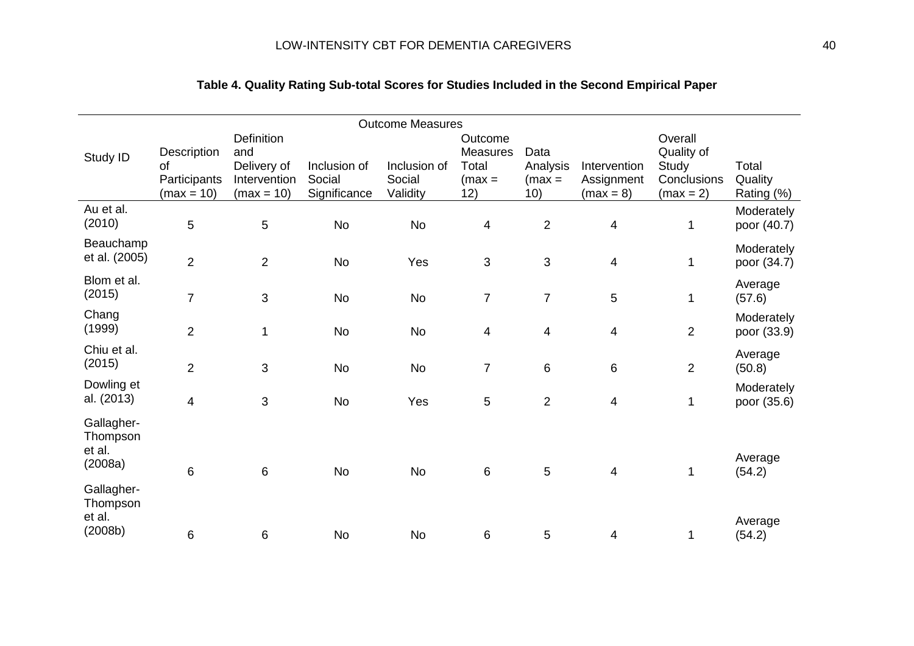**Table 4. Quality Rating Sub-total Scores for Studies Included in the Second Empirical Paper**

| Study ID | Description of Participants (max = 10) | Definition and Delivery of Intervention (max = 10) | Outcome Measures | | | Data Analysis (max = 10) | Intervention Assignment (max = 8) | Overall Quality of Study Conclusions (max = 2) | Total Quality Rating (%) |
|---|---|---|---|---|---|---|---|---|---|
| | | | Inclusion of Social Significance | Inclusion of Social Validity | Outcome Measures Total (max = 12) | | | | |
| Au et al. (2010) | 5 | 5 | No | No | 4 | 2 | 4 | 1 | Moderately poor (40.7) |
| Beauchamp et al. (2005) | 2 | 2 | No | Yes | 3 | 3 | 4 | 1 | Moderately poor (34.7) |
| Blom et al. (2015) | 7 | 3 | No | No | 7 | 7 | 5 | 1 | Average (57.6) |
| Chang (1999) | 2 | 1 | No | No | 4 | 4 | 4 | 2 | Moderately poor (33.9) |
| Chiu et al. (2015) | 2 | 3 | No | No | 7 | 6 | 6 | 2 | Average (50.8) |
| Dowling et al. (2013) | 4 | 3 | No | Yes | 5 | 2 | 4 | 1 | Moderately poor (35.6) |
| Gallagher-Thompson et al. (2008a) | 6 | 6 | No | No | 6 | 5 | 4 | 1 | Average (54.2) |
| Gallagher-Thompson et al. (2008b) | 6 | 6 | No | No | 6 | 5 | 4 | 1 | Average (54.2) |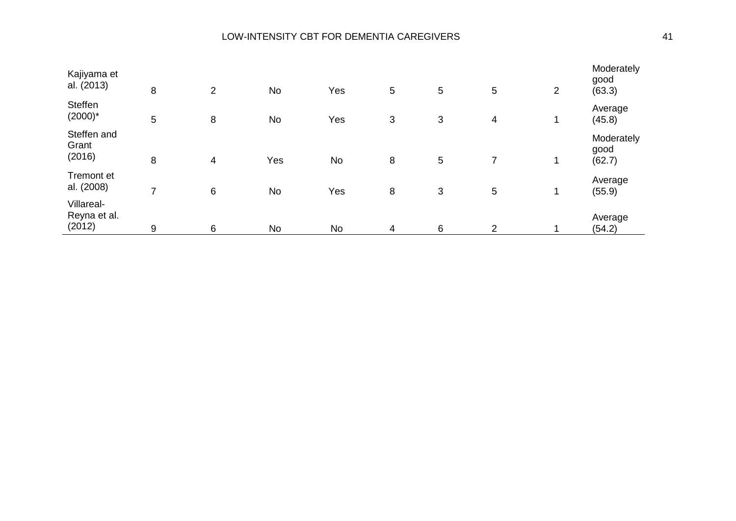| | | | | | | | | | |
|---|---|---|---|---|---|---|---|---|---|
| Kajiyama et al. (2013) | 8 | 2 | No | Yes | 5 | 5 | 5 | 2 | Moderately good (63.3) |
| Steffen (2000)* | 5 | 8 | No | Yes | 3 | 3 | 4 | 1 | Average (45.8) |
| Steffen and Grant (2016) | 8 | 4 | Yes | No | 8 | 5 | 7 | 1 | Moderately good (62.7) |
| Tremont et al. (2008) | 7 | 6 | No | Yes | 8 | 3 | 5 | 1 | Average (55.9) |
| Villareal-Reyna et al. (2012) | 9 | 6 | No | No | 4 | 6 | 2 | 1 | Average (54.2) |